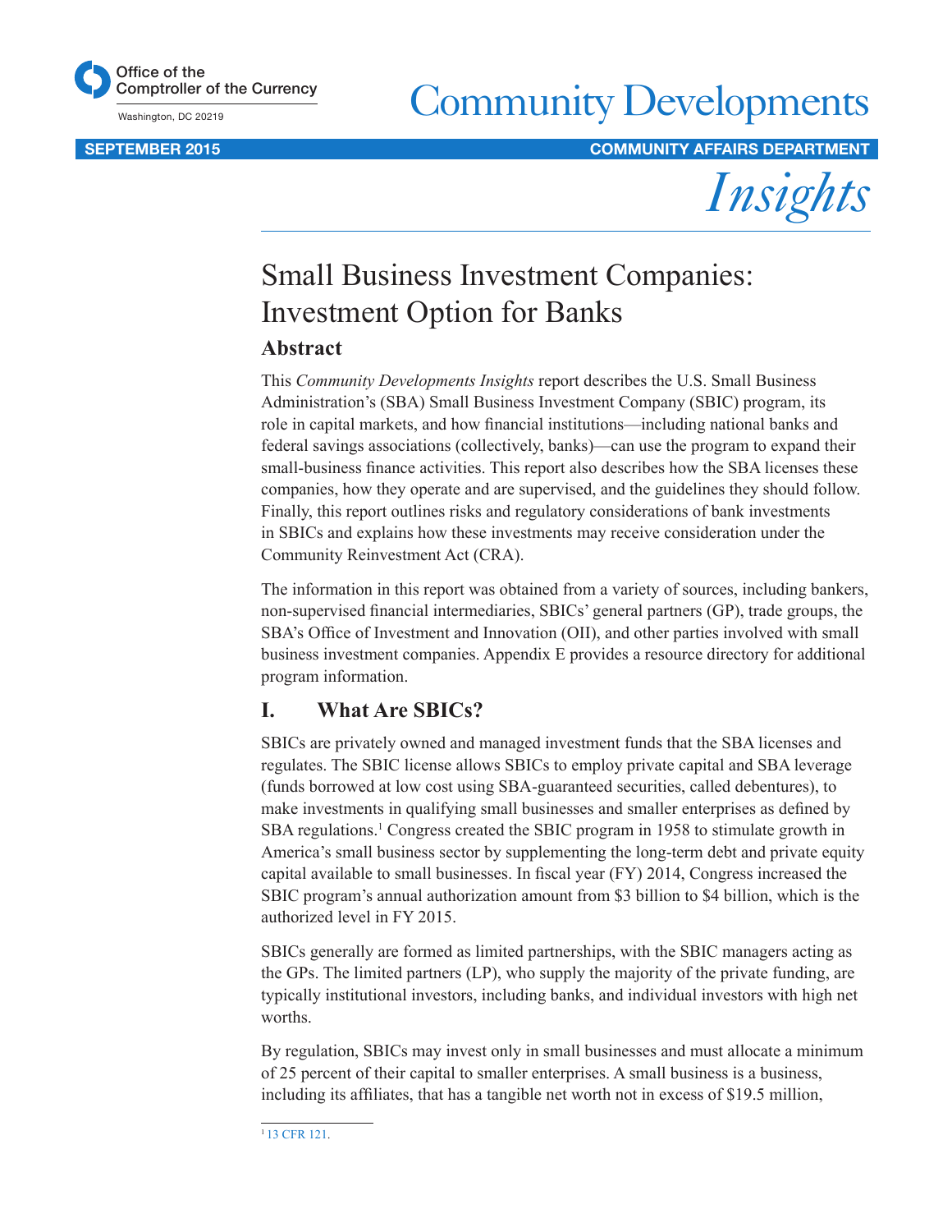Office of the Comptroller of the Currency

Washington, DC 20219

# Community Developments

SEPTEMBER 2015 COMMUNITY AFFAIRS DEPARTMENT

*Insights*

## Small Business Investment Companies: Investment Option for Banks

### Abstract

This *Community Developments Insights* report describes the U.S. Small Business Administration's (SBA) Small Business Investment Company (SBIC) program, its role in capital markets, and how financial institutions—including national banks and federal savings associations (collectively, banks)—can use the program to expand their small-business finance activities. This report also describes how the SBA licenses these companies, how they operate and are supervised, and the guidelines they should follow. Finally, this report outlines risks and regulatory considerations of bank investments in SBICs and explains how these investments may receive consideration under the Community Reinvestment Act (CRA).

The information in this report was obtained from a variety of sources, including bankers, non-supervised financial intermediaries, SBICs' general partners (GP), trade groups, the SBA's Office of Investment and Innovation (OII), and other parties involved with small business investment companies. Appendix E provides a resource directory for additional program information.

### I. What Are SBICs?

SBICs are privately owned and managed investment funds that the SBA licenses and regulates. The SBIC license allows SBICs to employ private capital and SBA leverage (funds borrowed at low cost using SBA-guaranteed securities, called debentures), to make investments in qualifying small businesses and smaller enterprises as defined by SBA regulations.[1] Congress created the SBIC program in 1958 to stimulate growth in America's small business sector by supplementing the long-term debt and private equity capital available to small businesses. In fiscal year (FY) 2014, Congress increased the SBIC program's annual authorization amount from $3 billion to $4 billion, which is the authorized level in FY 2015.

SBICs generally are formed as limited partnerships, with the SBIC managers acting as the GPs. The limited partners (LP), who supply the majority of the private funding, are typically institutional investors, including banks, and individual investors with high net worths.

By regulation, SBICs may invest only in small businesses and must allocate a minimum of 25 percent of their capital to smaller enterprises. A small business is a business, including its affiliates, that has a tangible net worth not in excess of $19.5 million,

[1] 13 CFR 121.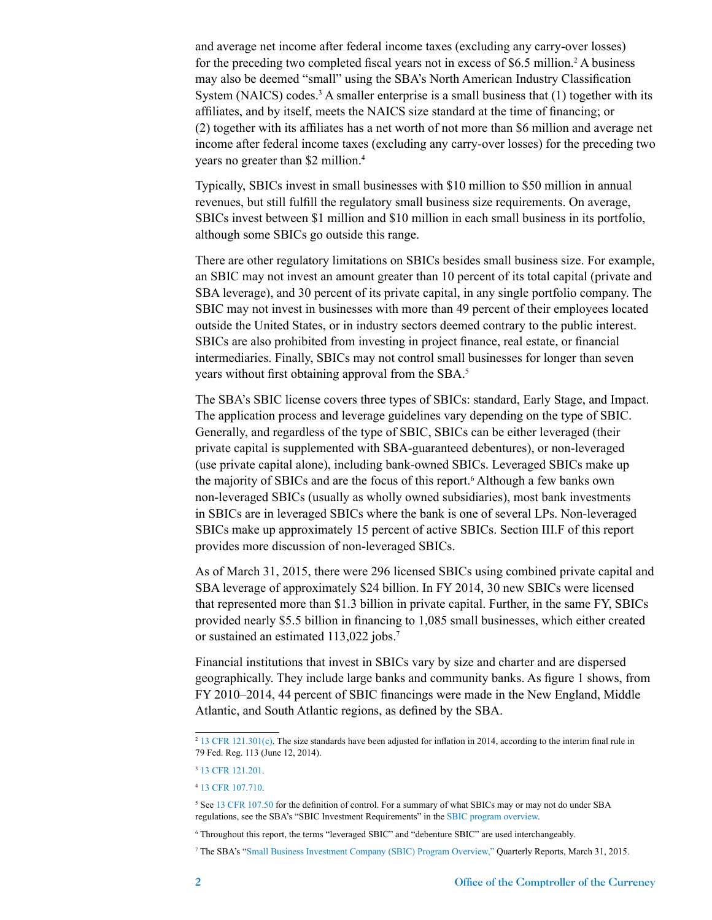and average net income after federal income taxes (excluding any carry-over losses) for the preceding two completed fiscal years not in excess of $6.5 million.[2] A business may also be deemed "small" using the SBA's North American Industry Classification System (NAICS) codes.[3] A smaller enterprise is a small business that (1) together with its affiliates, and by itself, meets the NAICS size standard at the time of financing; or (2) together with its affiliates has a net worth of not more than $6 million and average net income after federal income taxes (excluding any carry-over losses) for the preceding two years no greater than $2 million.[4]

Typically, SBICs invest in small businesses with $10 million to $50 million in annual revenues, but still fulfill the regulatory small business size requirements. On average, SBICs invest between $1 million and $10 million in each small business in its portfolio, although some SBICs go outside this range.

There are other regulatory limitations on SBICs besides small business size. For example, an SBIC may not invest an amount greater than 10 percent of its total capital (private and SBA leverage), and 30 percent of its private capital, in any single portfolio company. The SBIC may not invest in businesses with more than 49 percent of their employees located outside the United States, or in industry sectors deemed contrary to the public interest. SBICs are also prohibited from investing in project finance, real estate, or financial intermediaries. Finally, SBICs may not control small businesses for longer than seven years without first obtaining approval from the SBA.[5]

The SBA's SBIC license covers three types of SBICs: standard, Early Stage, and Impact. The application process and leverage guidelines vary depending on the type of SBIC. Generally, and regardless of the type of SBIC, SBICs can be either leveraged (their private capital is supplemented with SBA-guaranteed debentures), or non-leveraged (use private capital alone), including bank-owned SBICs. Leveraged SBICs make up the majority of SBICs and are the focus of this report.[6] Although a few banks own non-leveraged SBICs (usually as wholly owned subsidiaries), most bank investments in SBICs are in leveraged SBICs where the bank is one of several LPs. Non-leveraged SBICs make up approximately 15 percent of active SBICs. Section III.F of this report provides more discussion of non-leveraged SBICs.

As of March 31, 2015, there were 296 licensed SBICs using combined private capital and SBA leverage of approximately $24 billion. In FY 2014, 30 new SBICs were licensed that represented more than $1.3 billion in private capital. Further, in the same FY, SBICs provided nearly $5.5 billion in financing to 1,085 small businesses, which either created or sustained an estimated 113,022 jobs.[7]

Financial institutions that invest in SBICs vary by size and charter and are dispersed geographically. They include large banks and community banks. As figure 1 shows, from FY 2010–2014, 44 percent of SBIC financings were made in the New England, Middle Atlantic, and South Atlantic regions, as defined by the SBA.

---

[2] 13 CFR 121.301(c). The size standards have been adjusted for inflation in 2014, according to the interim final rule in 79 Fed. Reg. 113 (June 12, 2014).

[3] 13 CFR 121.201.

[4] 13 CFR 107.710.

[5] See 13 CFR 107.50 for the definition of control. For a summary of what SBICs may or may not do under SBA regulations, see the SBA's "SBIC Investment Requirements" in the SBIC program overview.

[6] Throughout this report, the terms "leveraged SBIC" and "debenture SBIC" are used interchangeably.

[7] The SBA's "Small Business Investment Company (SBIC) Program Overview," Quarterly Reports, March 31, 2015.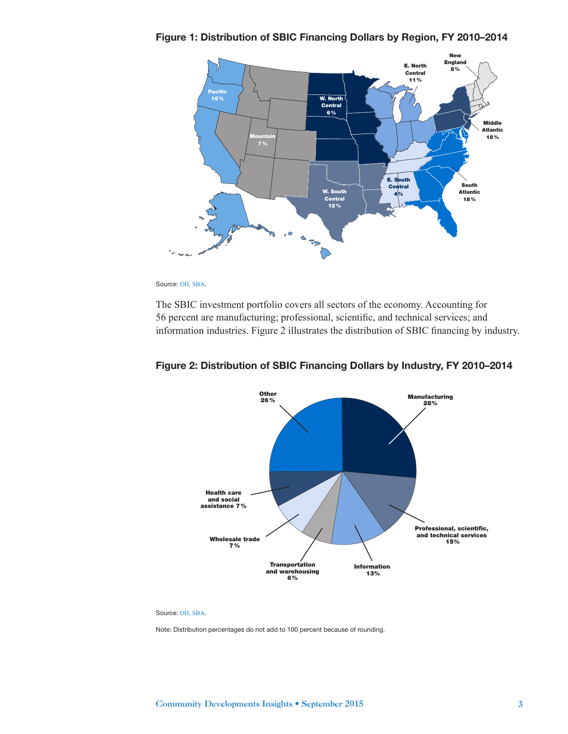**Figure 1: Distribution of SBIC Financing Dollars by Region, FY 2010–2014**

Source: OII, SBA.

The SBIC investment portfolio covers all sectors of the economy. Accounting for 56 percent are manufacturing; professional, scientific, and technical services; and information industries. Figure 2 illustrates the distribution of SBIC financing by industry.

**Figure 2: Distribution of SBIC Financing Dollars by Industry, FY 2010–2014**

Source: OII, SBA.

Note: Distribution percentages do not add to 100 percent because of rounding.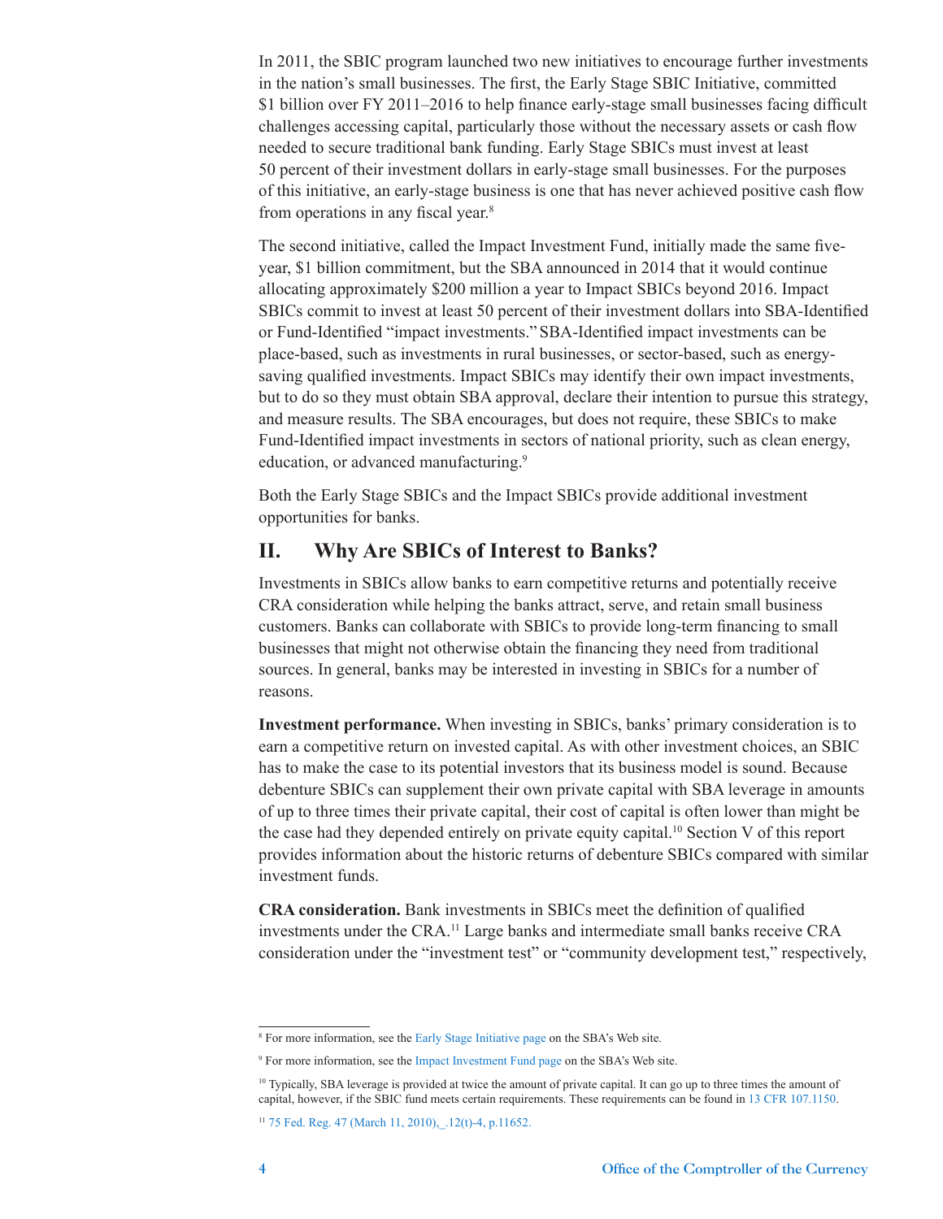In 2011, the SBIC program launched two new initiatives to encourage further investments in the nation's small businesses. The first, the Early Stage SBIC Initiative, committed $1 billion over FY 2011–2016 to help finance early-stage small businesses facing difficult challenges accessing capital, particularly those without the necessary assets or cash flow needed to secure traditional bank funding. Early Stage SBICs must invest at least 50 percent of their investment dollars in early-stage small businesses. For the purposes of this initiative, an early-stage business is one that has never achieved positive cash flow from operations in any fiscal year.[8]

The second initiative, called the Impact Investment Fund, initially made the same five-year, $1 billion commitment, but the SBA announced in 2014 that it would continue allocating approximately $200 million a year to Impact SBICs beyond 2016. Impact SBICs commit to invest at least 50 percent of their investment dollars into SBA-Identified or Fund-Identified "impact investments." SBA-Identified impact investments can be place-based, such as investments in rural businesses, or sector-based, such as energy-saving qualified investments. Impact SBICs may identify their own impact investments, but to do so they must obtain SBA approval, declare their intention to pursue this strategy, and measure results. The SBA encourages, but does not require, these SBICs to make Fund-Identified impact investments in sectors of national priority, such as clean energy, education, or advanced manufacturing.[9]

Both the Early Stage SBICs and the Impact SBICs provide additional investment opportunities for banks.

## II. Why Are SBICs of Interest to Banks?

Investments in SBICs allow banks to earn competitive returns and potentially receive CRA consideration while helping the banks attract, serve, and retain small business customers. Banks can collaborate with SBICs to provide long-term financing to small businesses that might not otherwise obtain the financing they need from traditional sources. In general, banks may be interested in investing in SBICs for a number of reasons.

**Investment performance.** When investing in SBICs, banks' primary consideration is to earn a competitive return on invested capital. As with other investment choices, an SBIC has to make the case to its potential investors that its business model is sound. Because debenture SBICs can supplement their own private capital with SBA leverage in amounts of up to three times their private capital, their cost of capital is often lower than might be the case had they depended entirely on private equity capital.[10] Section V of this report provides information about the historic returns of debenture SBICs compared with similar investment funds.

**CRA consideration.** Bank investments in SBICs meet the definition of qualified investments under the CRA.[11] Large banks and intermediate small banks receive CRA consideration under the "investment test" or "community development test," respectively,

---

[8] For more information, see the Early Stage Initiative page on the SBA's Web site.

[9] For more information, see the Impact Investment Fund page on the SBA's Web site.

[10] Typically, SBA leverage is provided at twice the amount of private capital. It can go up to three times the amount of capital, however, if the SBIC fund meets certain requirements. These requirements can be found in 13 CFR 107.1150.

[11] 75 Fed. Reg. 47 (March 11, 2010), _.12(t)-4, p.11652.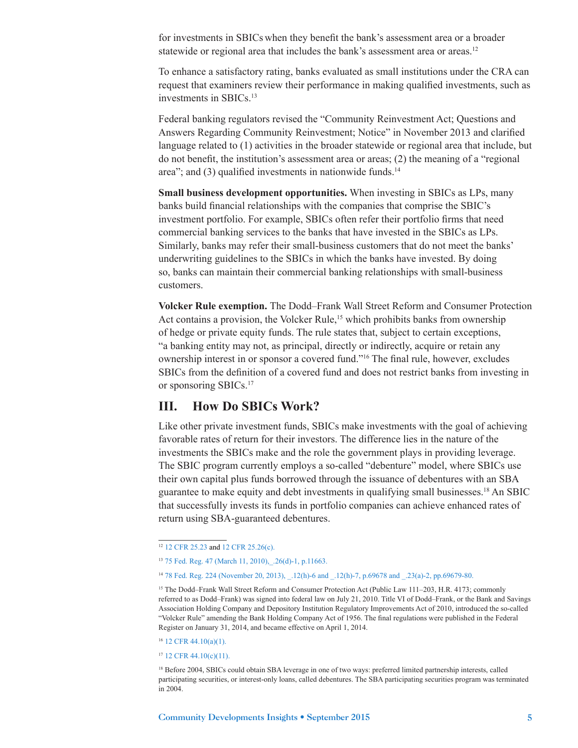for investments in SBICs when they benefit the bank's assessment area or a broader statewide or regional area that includes the bank's assessment area or areas.[12]

To enhance a satisfactory rating, banks evaluated as small institutions under the CRA can request that examiners review their performance in making qualified investments, such as investments in SBICs.[13]

Federal banking regulators revised the "Community Reinvestment Act; Questions and Answers Regarding Community Reinvestment; Notice" in November 2013 and clarified language related to (1) activities in the broader statewide or regional area that include, but do not benefit, the institution's assessment area or areas; (2) the meaning of a "regional area"; and (3) qualified investments in nationwide funds.[14]

**Small business development opportunities.** When investing in SBICs as LPs, many banks build financial relationships with the companies that comprise the SBIC's investment portfolio. For example, SBICs often refer their portfolio firms that need commercial banking services to the banks that have invested in the SBICs as LPs. Similarly, banks may refer their small-business customers that do not meet the banks' underwriting guidelines to the SBICs in which the banks have invested. By doing so, banks can maintain their commercial banking relationships with small-business customers.

**Volcker Rule exemption.** The Dodd–Frank Wall Street Reform and Consumer Protection Act contains a provision, the Volcker Rule,[15] which prohibits banks from ownership of hedge or private equity funds. The rule states that, subject to certain exceptions, "a banking entity may not, as principal, directly or indirectly, acquire or retain any ownership interest in or sponsor a covered fund."[16] The final rule, however, excludes SBICs from the definition of a covered fund and does not restrict banks from investing in or sponsoring SBICs.[17]

## III. How Do SBICs Work?

Like other private investment funds, SBICs make investments with the goal of achieving favorable rates of return for their investors. The difference lies in the nature of the investments the SBICs make and the role the government plays in providing leverage. The SBIC program currently employs a so-called "debenture" model, where SBICs use their own capital plus funds borrowed through the issuance of debentures with an SBA guarantee to make equity and debt investments in qualifying small businesses.[18] An SBIC that successfully invests its funds in portfolio companies can achieve enhanced rates of return using SBA-guaranteed debentures.

---

[12] 12 CFR 25.23 and 12 CFR 25.26(c).

[13] 75 Fed. Reg. 47 (March 11, 2010), _.26(d)-1, p.11663.

[14] 78 Fed. Reg. 224 (November 20, 2013), _.12(h)-6 and _.12(h)-7, p.69678 and _.23(a)-2, pp.69679-80.

[15] The Dodd–Frank Wall Street Reform and Consumer Protection Act (Public Law 111–203, H.R. 4173; commonly referred to as Dodd–Frank) was signed into federal law on July 21, 2010. Title VI of Dodd–Frank, or the Bank and Savings Association Holding Company and Depository Institution Regulatory Improvements Act of 2010, introduced the so-called "Volcker Rule" amending the Bank Holding Company Act of 1956. The final regulations were published in the Federal Register on January 31, 2014, and became effective on April 1, 2014.

[16] 12 CFR 44.10(a)(1).

[17] 12 CFR 44.10(c)(11).

[18] Before 2004, SBICs could obtain SBA leverage in one of two ways: preferred limited partnership interests, called participating securities, or interest-only loans, called debentures. The SBA participating securities program was terminated in 2004.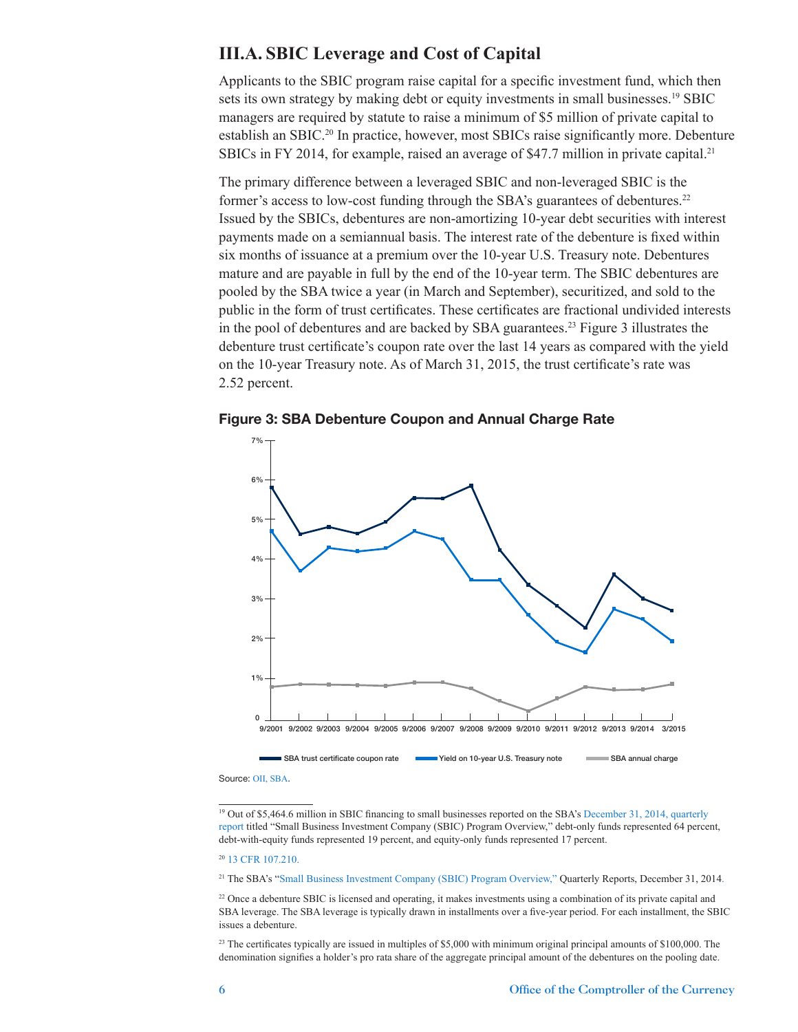## III.A. SBIC Leverage and Cost of Capital

Applicants to the SBIC program raise capital for a specific investment fund, which then sets its own strategy by making debt or equity investments in small businesses.[19] SBIC managers are required by statute to raise a minimum of $5 million of private capital to establish an SBIC.[20] In practice, however, most SBICs raise significantly more. Debenture SBICs in FY 2014, for example, raised an average of $47.7 million in private capital.[21]

The primary difference between a leveraged SBIC and non-leveraged SBIC is the former's access to low-cost funding through the SBA's guarantees of debentures.[22] Issued by the SBICs, debentures are non-amortizing 10-year debt securities with interest payments made on a semiannual basis. The interest rate of the debenture is fixed within six months of issuance at a premium over the 10-year U.S. Treasury note. Debentures mature and are payable in full by the end of the 10-year term. The SBIC debentures are pooled by the SBA twice a year (in March and September), securitized, and sold to the public in the form of trust certificates. These certificates are fractional undivided interests in the pool of debentures and are backed by SBA guarantees.[23] Figure 3 illustrates the debenture trust certificate's coupon rate over the last 14 years as compared with the yield on the 10-year Treasury note. As of March 31, 2015, the trust certificate's rate was 2.52 percent.

**Figure 3: SBA Debenture Coupon and Annual Charge Rate**

Source: OII, SBA.

---

[19] Out of $5,464.6 million in SBIC financing to small businesses reported on the SBA's December 31, 2014, quarterly report titled "Small Business Investment Company (SBIC) Program Overview," debt-only funds represented 64 percent, debt-with-equity funds represented 19 percent, and equity-only funds represented 17 percent.

[20] 13 CFR 107.210.

[21] The SBA's "Small Business Investment Company (SBIC) Program Overview," Quarterly Reports, December 31, 2014.

[22] Once a debenture SBIC is licensed and operating, it makes investments using a combination of its private capital and SBA leverage. The SBA leverage is typically drawn in installments over a five-year period. For each installment, the SBIC issues a debenture.

[23] The certificates typically are issued in multiples of $5,000 with minimum original principal amounts of $100,000. The denomination signifies a holder's pro rata share of the aggregate principal amount of the debentures on the pooling date.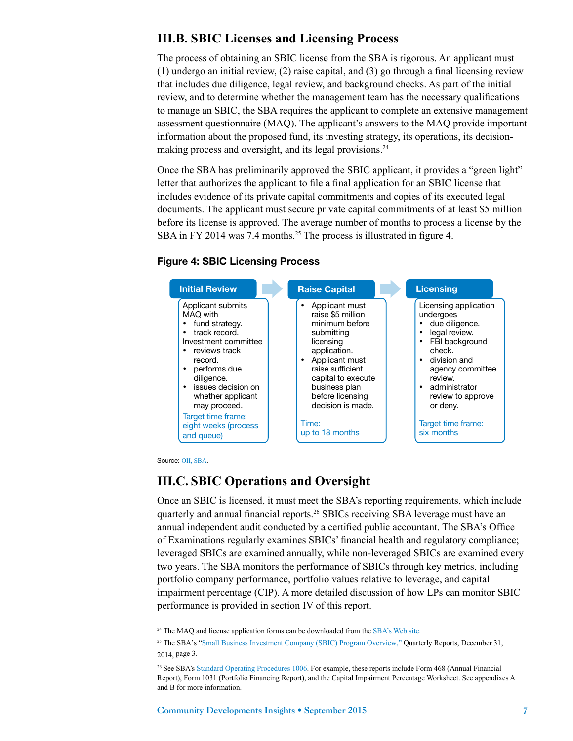## III.B. SBIC Licenses and Licensing Process

The process of obtaining an SBIC license from the SBA is rigorous. An applicant must (1) undergo an initial review, (2) raise capital, and (3) go through a final licensing review that includes due diligence, legal review, and background checks. As part of the initial review, and to determine whether the management team has the necessary qualifications to manage an SBIC, the SBA requires the applicant to complete an extensive management assessment questionnaire (MAQ). The applicant's answers to the MAQ provide important information about the proposed fund, its investing strategy, its operations, its decision-making process and oversight, and its legal provisions.[24]

Once the SBA has preliminarily approved the SBIC applicant, it provides a "green light" letter that authorizes the applicant to file a final application for an SBIC license that includes evidence of its private capital commitments and copies of its executed legal documents. The applicant must secure private capital commitments of at least $5 million before its license is approved. The average number of months to process a license by the SBA in FY 2014 was 7.4 months.[25] The process is illustrated in figure 4.

**Figure 4: SBIC Licensing Process**

**Initial Review**

Applicant submits MAQ with
- fund strategy.
- track record.

Investment committee
- reviews track record.
- performs due diligence.
- issues decision on whether applicant may proceed.

Target time frame: eight weeks (process and queue)

**Raise Capital**

- Applicant must raise $5 million minimum before submitting licensing application.
- Applicant must raise sufficient capital to execute business plan before licensing decision is made.

Time: up to 18 months

**Licensing**

Licensing application undergoes
- due diligence.
- legal review.
- FBI background check.
- division and agency committee review.
- administrator review to approve or deny.

Target time frame: six months

Source: OII, SBA.

## III.C. SBIC Operations and Oversight

Once an SBIC is licensed, it must meet the SBA's reporting requirements, which include quarterly and annual financial reports.[26] SBICs receiving SBA leverage must have an annual independent audit conducted by a certified public accountant. The SBA's Office of Examinations regularly examines SBICs' financial health and regulatory compliance; leveraged SBICs are examined annually, while non-leveraged SBICs are examined every two years. The SBA monitors the performance of SBICs through key metrics, including portfolio company performance, portfolio values relative to leverage, and capital impairment percentage (CIP). A more detailed discussion of how LPs can monitor SBIC performance is provided in section IV of this report.

---

[24] The MAQ and license application forms can be downloaded from the SBA's Web site.

[25] The SBA's "Small Business Investment Company (SBIC) Program Overview," Quarterly Reports, December 31, 2014, page 3.

[26] See SBA's Standard Operating Procedures 1006. For example, these reports include Form 468 (Annual Financial Report), Form 1031 (Portfolio Financing Report), and the Capital Impairment Percentage Worksheet. See appendixes A and B for more information.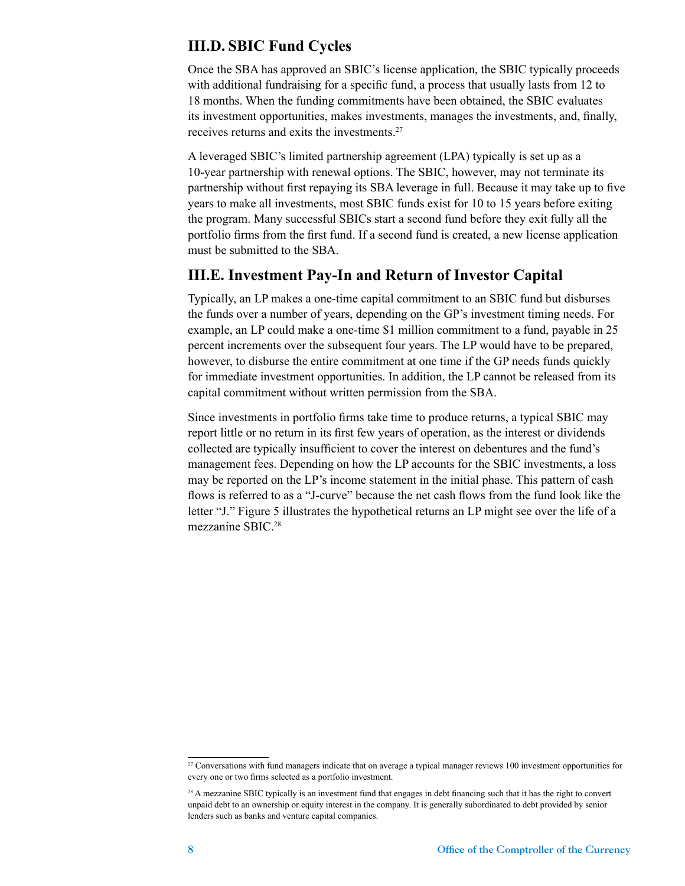## III.D. SBIC Fund Cycles

Once the SBA has approved an SBIC's license application, the SBIC typically proceeds with additional fundraising for a specific fund, a process that usually lasts from 12 to 18 months. When the funding commitments have been obtained, the SBIC evaluates its investment opportunities, makes investments, manages the investments, and, finally, receives returns and exits the investments.[27]

A leveraged SBIC's limited partnership agreement (LPA) typically is set up as a 10-year partnership with renewal options. The SBIC, however, may not terminate its partnership without first repaying its SBA leverage in full. Because it may take up to five years to make all investments, most SBIC funds exist for 10 to 15 years before exiting the program. Many successful SBICs start a second fund before they exit fully all the portfolio firms from the first fund. If a second fund is created, a new license application must be submitted to the SBA.

## III.E. Investment Pay-In and Return of Investor Capital

Typically, an LP makes a one-time capital commitment to an SBIC fund but disburses the funds over a number of years, depending on the GP's investment timing needs. For example, an LP could make a one-time $1 million commitment to a fund, payable in 25 percent increments over the subsequent four years. The LP would have to be prepared, however, to disburse the entire commitment at one time if the GP needs funds quickly for immediate investment opportunities. In addition, the LP cannot be released from its capital commitment without written permission from the SBA.

Since investments in portfolio firms take time to produce returns, a typical SBIC may report little or no return in its first few years of operation, as the interest or dividends collected are typically insufficient to cover the interest on debentures and the fund's management fees. Depending on how the LP accounts for the SBIC investments, a loss may be reported on the LP's income statement in the initial phase. This pattern of cash flows is referred to as a "J-curve" because the net cash flows from the fund look like the letter "J." Figure 5 illustrates the hypothetical returns an LP might see over the life of a mezzanine SBIC.[28]

---

[27] Conversations with fund managers indicate that on average a typical manager reviews 100 investment opportunities for every one or two firms selected as a portfolio investment.

[28] A mezzanine SBIC typically is an investment fund that engages in debt financing such that it has the right to convert unpaid debt to an ownership or equity interest in the company. It is generally subordinated to debt provided by senior lenders such as banks and venture capital companies.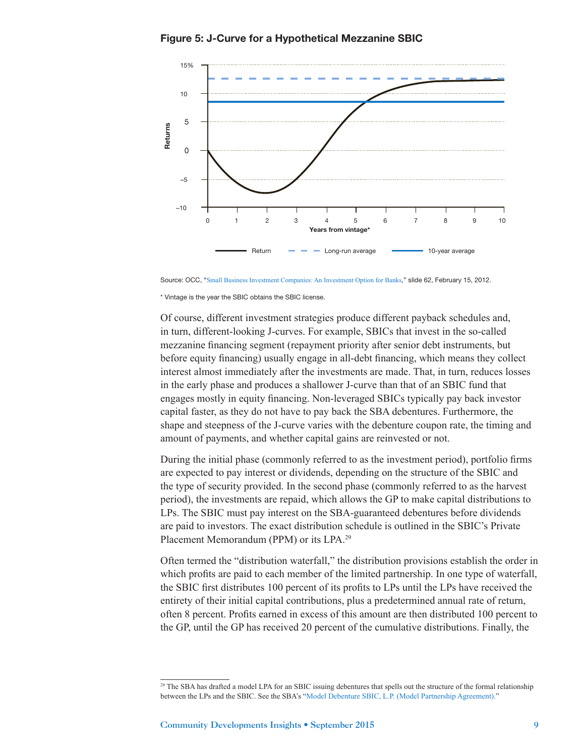**Figure 5: J-Curve for a Hypothetical Mezzanine SBIC**

Source: OCC, "Small Business Investment Companies: An Investment Option for Banks," slide 62, February 15, 2012.

* Vintage is the year the SBIC obtains the SBIC license.

Of course, different investment strategies produce different payback schedules and, in turn, different-looking J-curves. For example, SBICs that invest in the so-called mezzanine financing segment (repayment priority after senior debt instruments, but before equity financing) usually engage in all-debt financing, which means they collect interest almost immediately after the investments are made. That, in turn, reduces losses in the early phase and produces a shallower J-curve than that of an SBIC fund that engages mostly in equity financing. Non-leveraged SBICs typically pay back investor capital faster, as they do not have to pay back the SBA debentures. Furthermore, the shape and steepness of the J-curve varies with the debenture coupon rate, the timing and amount of payments, and whether capital gains are reinvested or not.

During the initial phase (commonly referred to as the investment period), portfolio firms are expected to pay interest or dividends, depending on the structure of the SBIC and the type of security provided. In the second phase (commonly referred to as the harvest period), the investments are repaid, which allows the GP to make capital distributions to LPs. The SBIC must pay interest on the SBA-guaranteed debentures before dividends are paid to investors. The exact distribution schedule is outlined in the SBIC's Private Placement Memorandum (PPM) or its LPA.[29]

Often termed the "distribution waterfall," the distribution provisions establish the order in which profits are paid to each member of the limited partnership. In one type of waterfall, the SBIC first distributes 100 percent of its profits to LPs until the LPs have received the entirety of their initial capital contributions, plus a predetermined annual rate of return, often 8 percent. Profits earned in excess of this amount are then distributed 100 percent to the GP, until the GP has received 20 percent of the cumulative distributions. Finally, the

[29] The SBA has drafted a model LPA for an SBIC issuing debentures that spells out the structure of the formal relationship between the LPs and the SBIC. See the SBA's "Model Debenture SBIC, L.P. (Model Partnership Agreement)."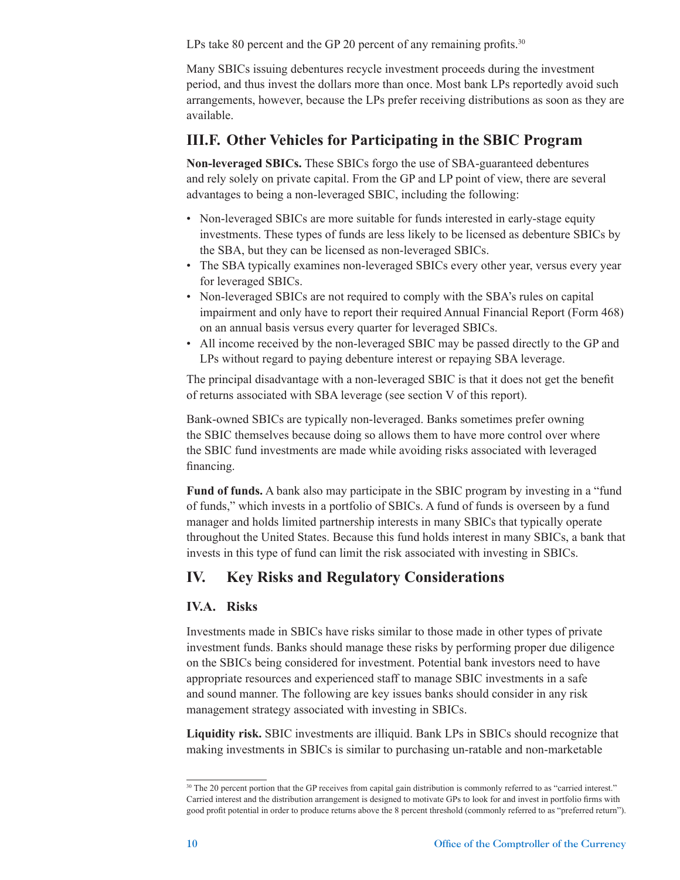LPs take 80 percent and the GP 20 percent of any remaining profits.[30]

Many SBICs issuing debentures recycle investment proceeds during the investment period, and thus invest the dollars more than once. Most bank LPs reportedly avoid such arrangements, however, because the LPs prefer receiving distributions as soon as they are available.

## III.F. Other Vehicles for Participating in the SBIC Program

**Non-leveraged SBICs.** These SBICs forgo the use of SBA-guaranteed debentures and rely solely on private capital. From the GP and LP point of view, there are several advantages to being a non-leveraged SBIC, including the following:

- Non-leveraged SBICs are more suitable for funds interested in early-stage equity investments. These types of funds are less likely to be licensed as debenture SBICs by the SBA, but they can be licensed as non-leveraged SBICs.
- The SBA typically examines non-leveraged SBICs every other year, versus every year for leveraged SBICs.
- Non-leveraged SBICs are not required to comply with the SBA's rules on capital impairment and only have to report their required Annual Financial Report (Form 468) on an annual basis versus every quarter for leveraged SBICs.
- All income received by the non-leveraged SBIC may be passed directly to the GP and LPs without regard to paying debenture interest or repaying SBA leverage.

The principal disadvantage with a non-leveraged SBIC is that it does not get the benefit of returns associated with SBA leverage (see section V of this report).

Bank-owned SBICs are typically non-leveraged. Banks sometimes prefer owning the SBIC themselves because doing so allows them to have more control over where the SBIC fund investments are made while avoiding risks associated with leveraged financing.

**Fund of funds.** A bank also may participate in the SBIC program by investing in a "fund of funds," which invests in a portfolio of SBICs. A fund of funds is overseen by a fund manager and holds limited partnership interests in many SBICs that typically operate throughout the United States. Because this fund holds interest in many SBICs, a bank that invests in this type of fund can limit the risk associated with investing in SBICs.

# IV. Key Risks and Regulatory Considerations

### IV.A. Risks

Investments made in SBICs have risks similar to those made in other types of private investment funds. Banks should manage these risks by performing proper due diligence on the SBICs being considered for investment. Potential bank investors need to have appropriate resources and experienced staff to manage SBIC investments in a safe and sound manner. The following are key issues banks should consider in any risk management strategy associated with investing in SBICs.

**Liquidity risk.** SBIC investments are illiquid. Bank LPs in SBICs should recognize that making investments in SBICs is similar to purchasing un-ratable and non-marketable

---

[30] The 20 percent portion that the GP receives from capital gain distribution is commonly referred to as "carried interest." Carried interest and the distribution arrangement is designed to motivate GPs to look for and invest in portfolio firms with good profit potential in order to produce returns above the 8 percent threshold (commonly referred to as "preferred return").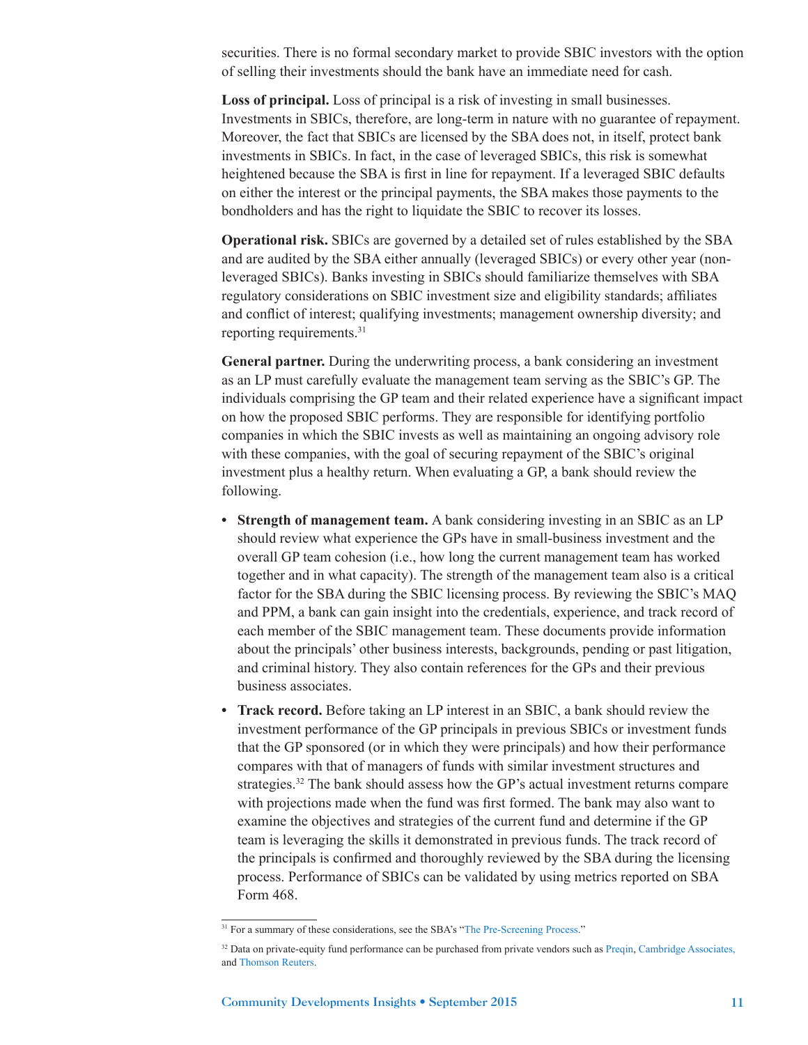securities. There is no formal secondary market to provide SBIC investors with the option of selling their investments should the bank have an immediate need for cash.

**Loss of principal.** Loss of principal is a risk of investing in small businesses. Investments in SBICs, therefore, are long-term in nature with no guarantee of repayment. Moreover, the fact that SBICs are licensed by the SBA does not, in itself, protect bank investments in SBICs. In fact, in the case of leveraged SBICs, this risk is somewhat heightened because the SBA is first in line for repayment. If a leveraged SBIC defaults on either the interest or the principal payments, the SBA makes those payments to the bondholders and has the right to liquidate the SBIC to recover its losses.

**Operational risk.** SBICs are governed by a detailed set of rules established by the SBA and are audited by the SBA either annually (leveraged SBICs) or every other year (non-leveraged SBICs). Banks investing in SBICs should familiarize themselves with SBA regulatory considerations on SBIC investment size and eligibility standards; affiliates and conflict of interest; qualifying investments; management ownership diversity; and reporting requirements.[31]

**General partner.** During the underwriting process, a bank considering an investment as an LP must carefully evaluate the management team serving as the SBIC's GP. The individuals comprising the GP team and their related experience have a significant impact on how the proposed SBIC performs. They are responsible for identifying portfolio companies in which the SBIC invests as well as maintaining an ongoing advisory role with these companies, with the goal of securing repayment of the SBIC's original investment plus a healthy return. When evaluating a GP, a bank should review the following.

- **Strength of management team.** A bank considering investing in an SBIC as an LP should review what experience the GPs have in small-business investment and the overall GP team cohesion (i.e., how long the current management team has worked together and in what capacity). The strength of the management team also is a critical factor for the SBA during the SBIC licensing process. By reviewing the SBIC's MAQ and PPM, a bank can gain insight into the credentials, experience, and track record of each member of the SBIC management team. These documents provide information about the principals' other business interests, backgrounds, pending or past litigation, and criminal history. They also contain references for the GPs and their previous business associates.
- **Track record.** Before taking an LP interest in an SBIC, a bank should review the investment performance of the GP principals in previous SBICs or investment funds that the GP sponsored (or in which they were principals) and how their performance compares with that of managers of funds with similar investment structures and strategies.[32] The bank should assess how the GP's actual investment returns compare with projections made when the fund was first formed. The bank may also want to examine the objectives and strategies of the current fund and determine if the GP team is leveraging the skills it demonstrated in previous funds. The track record of the principals is confirmed and thoroughly reviewed by the SBA during the licensing process. Performance of SBICs can be validated by using metrics reported on SBA Form 468.

---

[31] For a summary of these considerations, see the SBA's "The Pre-Screening Process."

[32] Data on private-equity fund performance can be purchased from private vendors such as Preqin, Cambridge Associates, and Thomson Reuters.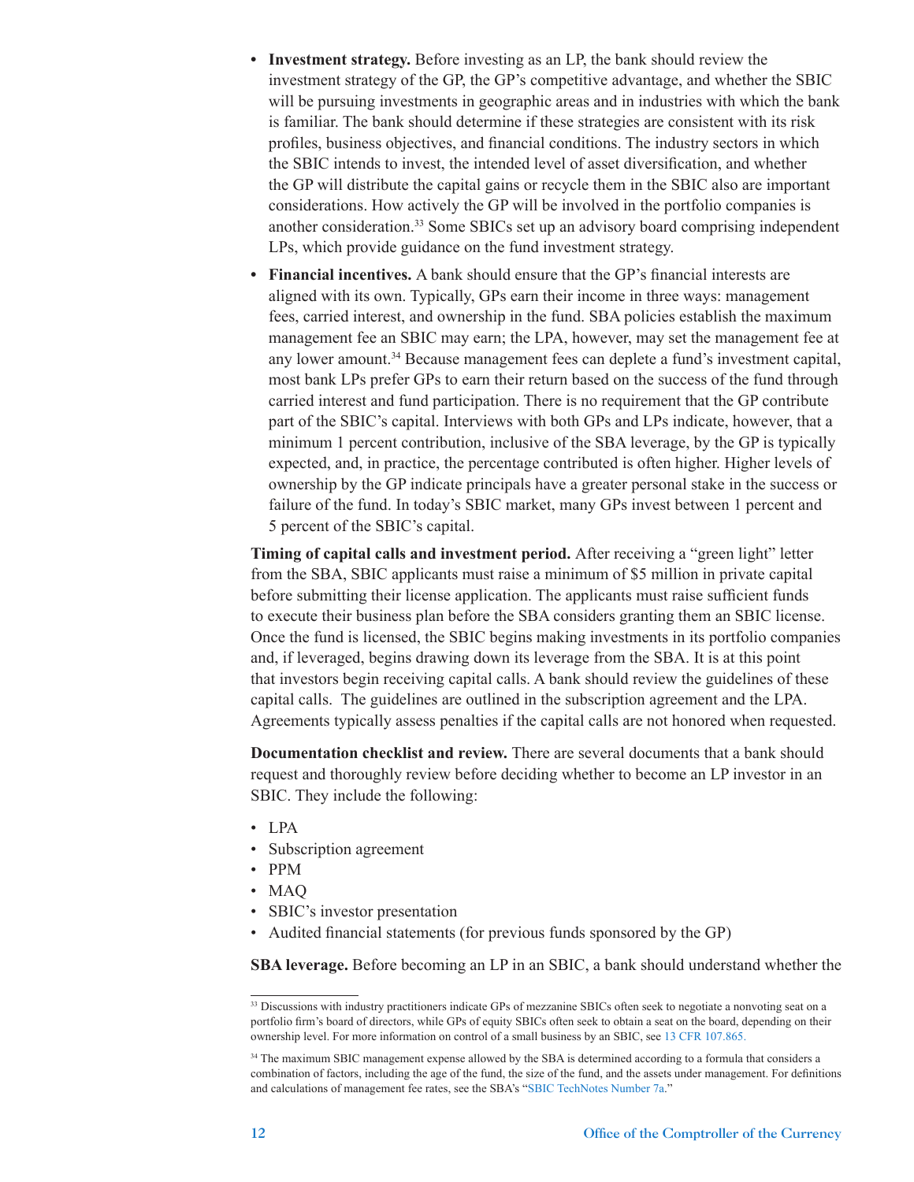- **Investment strategy.** Before investing as an LP, the bank should review the investment strategy of the GP, the GP's competitive advantage, and whether the SBIC will be pursuing investments in geographic areas and in industries with which the bank is familiar. The bank should determine if these strategies are consistent with its risk profiles, business objectives, and financial conditions. The industry sectors in which the SBIC intends to invest, the intended level of asset diversification, and whether the GP will distribute the capital gains or recycle them in the SBIC also are important considerations. How actively the GP will be involved in the portfolio companies is another consideration.[33] Some SBICs set up an advisory board comprising independent LPs, which provide guidance on the fund investment strategy.
- **Financial incentives.** A bank should ensure that the GP's financial interests are aligned with its own. Typically, GPs earn their income in three ways: management fees, carried interest, and ownership in the fund. SBA policies establish the maximum management fee an SBIC may earn; the LPA, however, may set the management fee at any lower amount.[34] Because management fees can deplete a fund's investment capital, most bank LPs prefer GPs to earn their return based on the success of the fund through carried interest and fund participation. There is no requirement that the GP contribute part of the SBIC's capital. Interviews with both GPs and LPs indicate, however, that a minimum 1 percent contribution, inclusive of the SBA leverage, by the GP is typically expected, and, in practice, the percentage contributed is often higher. Higher levels of ownership by the GP indicate principals have a greater personal stake in the success or failure of the fund. In today's SBIC market, many GPs invest between 1 percent and 5 percent of the SBIC's capital.

**Timing of capital calls and investment period.** After receiving a "green light" letter from the SBA, SBIC applicants must raise a minimum of $5 million in private capital before submitting their license application. The applicants must raise sufficient funds to execute their business plan before the SBA considers granting them an SBIC license. Once the fund is licensed, the SBIC begins making investments in its portfolio companies and, if leveraged, begins drawing down its leverage from the SBA. It is at this point that investors begin receiving capital calls. A bank should review the guidelines of these capital calls. The guidelines are outlined in the subscription agreement and the LPA. Agreements typically assess penalties if the capital calls are not honored when requested.

**Documentation checklist and review.** There are several documents that a bank should request and thoroughly review before deciding whether to become an LP investor in an SBIC. They include the following:

- LPA
- Subscription agreement
- PPM
- MAQ
- SBIC's investor presentation
- Audited financial statements (for previous funds sponsored by the GP)

**SBA leverage.** Before becoming an LP in an SBIC, a bank should understand whether the

---

[33] Discussions with industry practitioners indicate GPs of mezzanine SBICs often seek to negotiate a nonvoting seat on a portfolio firm's board of directors, while GPs of equity SBICs often seek to obtain a seat on the board, depending on their ownership level. For more information on control of a small business by an SBIC, see 13 CFR 107.865.

[34] The maximum SBIC management expense allowed by the SBA is determined according to a formula that considers a combination of factors, including the age of the fund, the size of the fund, and the assets under management. For definitions and calculations of management fee rates, see the SBA's "SBIC TechNotes Number 7a."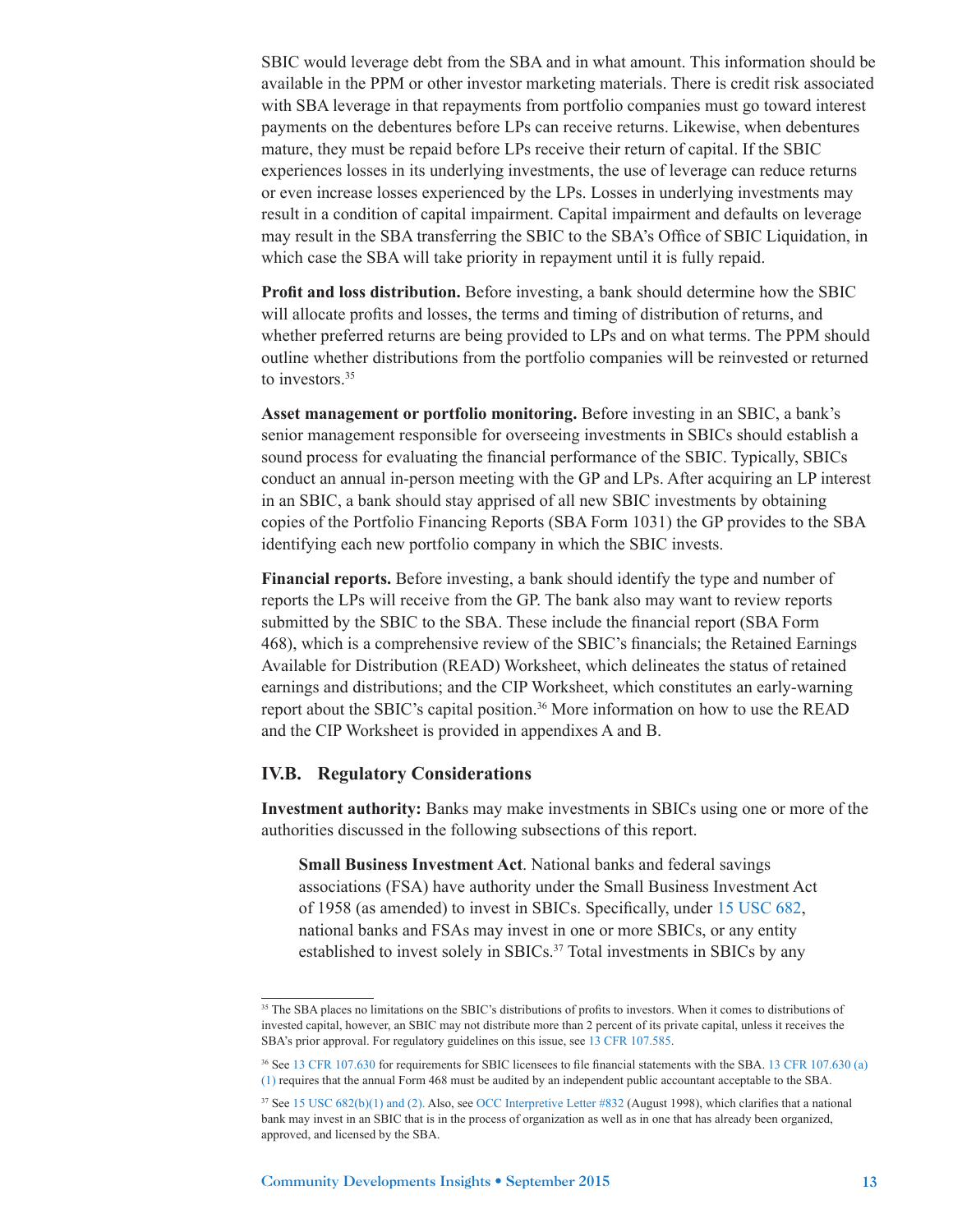SBIC would leverage debt from the SBA and in what amount. This information should be available in the PPM or other investor marketing materials. There is credit risk associated with SBA leverage in that repayments from portfolio companies must go toward interest payments on the debentures before LPs can receive returns. Likewise, when debentures mature, they must be repaid before LPs receive their return of capital. If the SBIC experiences losses in its underlying investments, the use of leverage can reduce returns or even increase losses experienced by the LPs. Losses in underlying investments may result in a condition of capital impairment. Capital impairment and defaults on leverage may result in the SBA transferring the SBIC to the SBA's Office of SBIC Liquidation, in which case the SBA will take priority in repayment until it is fully repaid.

**Profit and loss distribution.** Before investing, a bank should determine how the SBIC will allocate profits and losses, the terms and timing of distribution of returns, and whether preferred returns are being provided to LPs and on what terms. The PPM should outline whether distributions from the portfolio companies will be reinvested or returned to investors.[35]

**Asset management or portfolio monitoring.** Before investing in an SBIC, a bank's senior management responsible for overseeing investments in SBICs should establish a sound process for evaluating the financial performance of the SBIC. Typically, SBICs conduct an annual in-person meeting with the GP and LPs. After acquiring an LP interest in an SBIC, a bank should stay apprised of all new SBIC investments by obtaining copies of the Portfolio Financing Reports (SBA Form 1031) the GP provides to the SBA identifying each new portfolio company in which the SBIC invests.

**Financial reports.** Before investing, a bank should identify the type and number of reports the LPs will receive from the GP. The bank also may want to review reports submitted by the SBIC to the SBA. These include the financial report (SBA Form 468), which is a comprehensive review of the SBIC's financials; the Retained Earnings Available for Distribution (READ) Worksheet, which delineates the status of retained earnings and distributions; and the CIP Worksheet, which constitutes an early-warning report about the SBIC's capital position.[36] More information on how to use the READ and the CIP Worksheet is provided in appendixes A and B.

## IV.B. Regulatory Considerations

**Investment authority:** Banks may make investments in SBICs using one or more of the authorities discussed in the following subsections of this report.

**Small Business Investment Act**. National banks and federal savings associations (FSA) have authority under the Small Business Investment Act of 1958 (as amended) to invest in SBICs. Specifically, under 15 USC 682, national banks and FSAs may invest in one or more SBICs, or any entity established to invest solely in SBICs.[37] Total investments in SBICs by any

---

[35] The SBA places no limitations on the SBIC's distributions of profits to investors. When it comes to distributions of invested capital, however, an SBIC may not distribute more than 2 percent of its private capital, unless it receives the SBA's prior approval. For regulatory guidelines on this issue, see 13 CFR 107.585.

[36] See 13 CFR 107.630 for requirements for SBIC licensees to file financial statements with the SBA. 13 CFR 107.630 (a)(1) requires that the annual Form 468 must be audited by an independent public accountant acceptable to the SBA.

[37] See 15 USC 682(b)(1) and (2). Also, see OCC Interpretive Letter #832 (August 1998), which clarifies that a national bank may invest in an SBIC that is in the process of organization as well as in one that has already been organized, approved, and licensed by the SBA.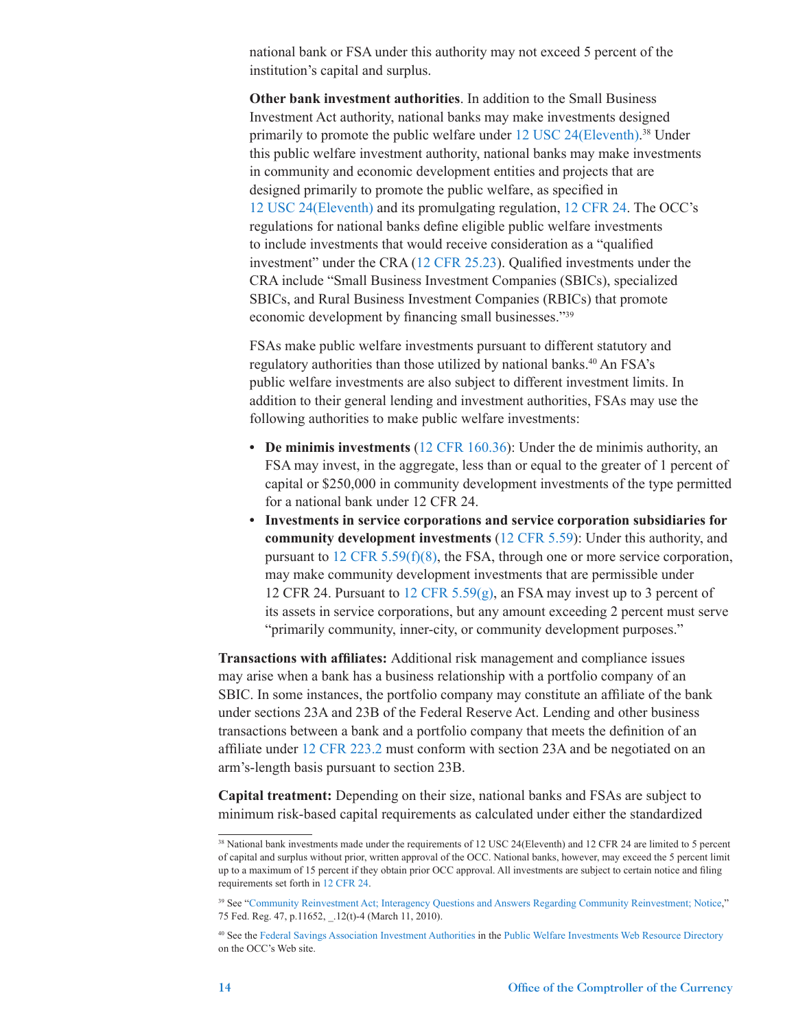national bank or FSA under this authority may not exceed 5 percent of the institution's capital and surplus.

**Other bank investment authorities**. In addition to the Small Business Investment Act authority, national banks may make investments designed primarily to promote the public welfare under 12 USC 24(Eleventh).[38] Under this public welfare investment authority, national banks may make investments in community and economic development entities and projects that are designed primarily to promote the public welfare, as specified in 12 USC 24(Eleventh) and its promulgating regulation, 12 CFR 24. The OCC's regulations for national banks define eligible public welfare investments to include investments that would receive consideration as a "qualified investment" under the CRA (12 CFR 25.23). Qualified investments under the CRA include "Small Business Investment Companies (SBICs), specialized SBICs, and Rural Business Investment Companies (RBICs) that promote economic development by financing small businesses."[39]

FSAs make public welfare investments pursuant to different statutory and regulatory authorities than those utilized by national banks.[40] An FSA's public welfare investments are also subject to different investment limits. In addition to their general lending and investment authorities, FSAs may use the following authorities to make public welfare investments:

- **De minimis investments** (12 CFR 160.36): Under the de minimis authority, an FSA may invest, in the aggregate, less than or equal to the greater of 1 percent of capital or $250,000 in community development investments of the type permitted for a national bank under 12 CFR 24.
- **Investments in service corporations and service corporation subsidiaries for community development investments** (12 CFR 5.59): Under this authority, and pursuant to 12 CFR 5.59(f)(8), the FSA, through one or more service corporation, may make community development investments that are permissible under 12 CFR 24. Pursuant to 12 CFR 5.59(g), an FSA may invest up to 3 percent of its assets in service corporations, but any amount exceeding 2 percent must serve "primarily community, inner-city, or community development purposes."

**Transactions with affiliates:** Additional risk management and compliance issues may arise when a bank has a business relationship with a portfolio company of an SBIC. In some instances, the portfolio company may constitute an affiliate of the bank under sections 23A and 23B of the Federal Reserve Act. Lending and other business transactions between a bank and a portfolio company that meets the definition of an affiliate under 12 CFR 223.2 must conform with section 23A and be negotiated on an arm's-length basis pursuant to section 23B.

**Capital treatment:** Depending on their size, national banks and FSAs are subject to minimum risk-based capital requirements as calculated under either the standardized

---

[38] National bank investments made under the requirements of 12 USC 24(Eleventh) and 12 CFR 24 are limited to 5 percent of capital and surplus without prior, written approval of the OCC. National banks, however, may exceed the 5 percent limit up to a maximum of 15 percent if they obtain prior OCC approval. All investments are subject to certain notice and filing requirements set forth in 12 CFR 24.

[39] See "Community Reinvestment Act; Interagency Questions and Answers Regarding Community Reinvestment; Notice," 75 Fed. Reg. 47, p.11652, _.12(t)-4 (March 11, 2010).

[40] See the Federal Savings Association Investment Authorities in the Public Welfare Investments Web Resource Directory on the OCC's Web site.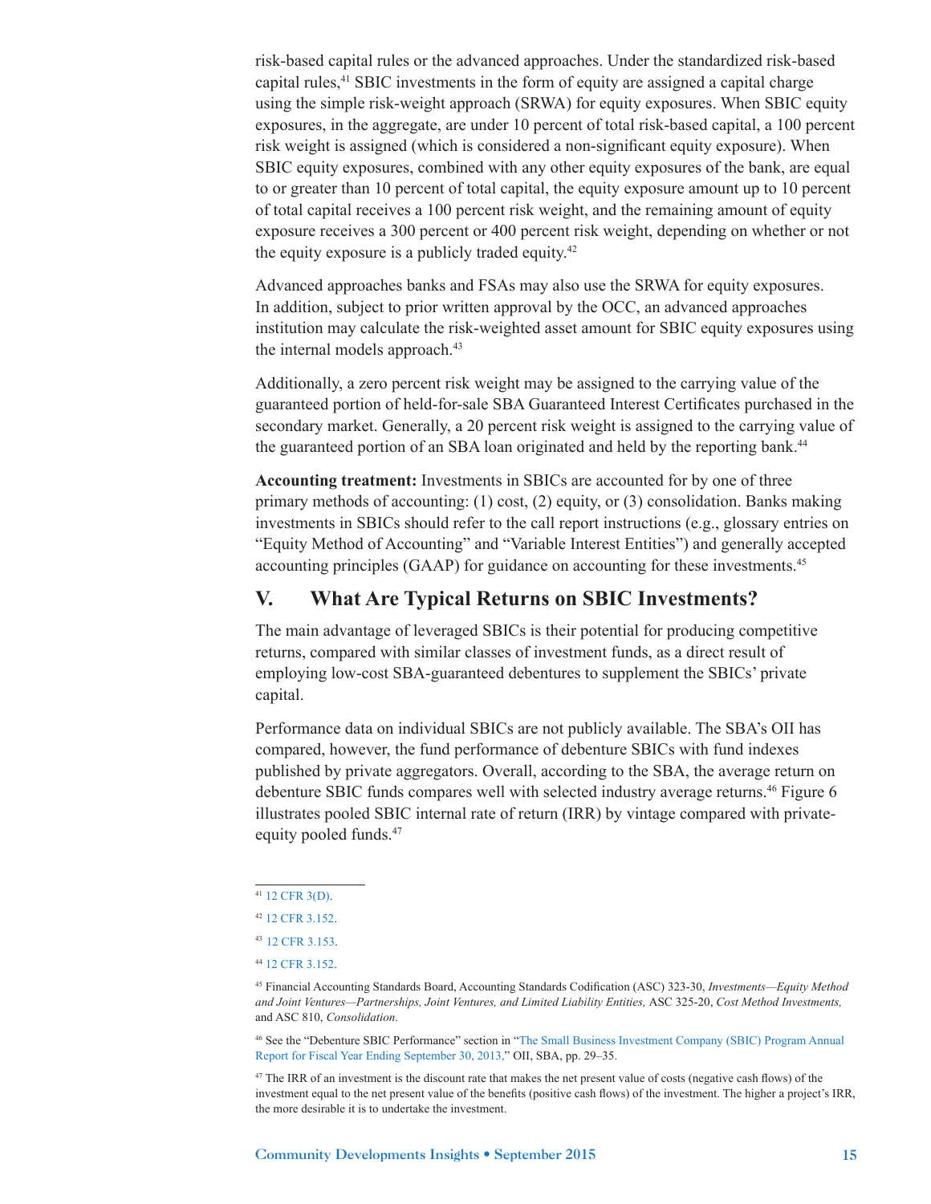risk-based capital rules or the advanced approaches. Under the standardized risk-based capital rules,[41] SBIC investments in the form of equity are assigned a capital charge using the simple risk-weight approach (SRWA) for equity exposures. When SBIC equity exposures, in the aggregate, are under 10 percent of total risk-based capital, a 100 percent risk weight is assigned (which is considered a non-significant equity exposure). When SBIC equity exposures, combined with any other equity exposures of the bank, are equal to or greater than 10 percent of total capital, the equity exposure amount up to 10 percent of total capital receives a 100 percent risk weight, and the remaining amount of equity exposure receives a 300 percent or 400 percent risk weight, depending on whether or not the equity exposure is a publicly traded equity.[42]

Advanced approaches banks and FSAs may also use the SRWA for equity exposures. In addition, subject to prior written approval by the OCC, an advanced approaches institution may calculate the risk-weighted asset amount for SBIC equity exposures using the internal models approach.[43]

Additionally, a zero percent risk weight may be assigned to the carrying value of the guaranteed portion of held-for-sale SBA Guaranteed Interest Certificates purchased in the secondary market. Generally, a 20 percent risk weight is assigned to the carrying value of the guaranteed portion of an SBA loan originated and held by the reporting bank.[44]

**Accounting treatment:** Investments in SBICs are accounted for by one of three primary methods of accounting: (1) cost, (2) equity, or (3) consolidation. Banks making investments in SBICs should refer to the call report instructions (e.g., glossary entries on "Equity Method of Accounting" and "Variable Interest Entities") and generally accepted accounting principles (GAAP) for guidance on accounting for these investments.[45]

## V. What Are Typical Returns on SBIC Investments?

The main advantage of leveraged SBICs is their potential for producing competitive returns, compared with similar classes of investment funds, as a direct result of employing low-cost SBA-guaranteed debentures to supplement the SBICs' private capital.

Performance data on individual SBICs are not publicly available. The SBA's OII has compared, however, the fund performance of debenture SBICs with fund indexes published by private aggregators. Overall, according to the SBA, the average return on debenture SBIC funds compares well with selected industry average returns.[46] Figure 6 illustrates pooled SBIC internal rate of return (IRR) by vintage compared with private-equity pooled funds.[47]

---

[41] 12 CFR 3(D).

[42] 12 CFR 3.152.

[43] 12 CFR 3.153.

[44] 12 CFR 3.152.

[45] Financial Accounting Standards Board, Accounting Standards Codification (ASC) 323-30, *Investments—Equity Method and Joint Ventures—Partnerships, Joint Ventures, and Limited Liability Entities,* ASC 325-20, *Cost Method Investments,* and ASC 810, *Consolidation*.

[46] See the "Debenture SBIC Performance" section in "The Small Business Investment Company (SBIC) Program Annual Report for Fiscal Year Ending September 30, 2013," OII, SBA, pp. 29–35.

[47] The IRR of an investment is the discount rate that makes the net present value of costs (negative cash flows) of the investment equal to the net present value of the benefits (positive cash flows) of the investment. The higher a project's IRR, the more desirable it is to undertake the investment.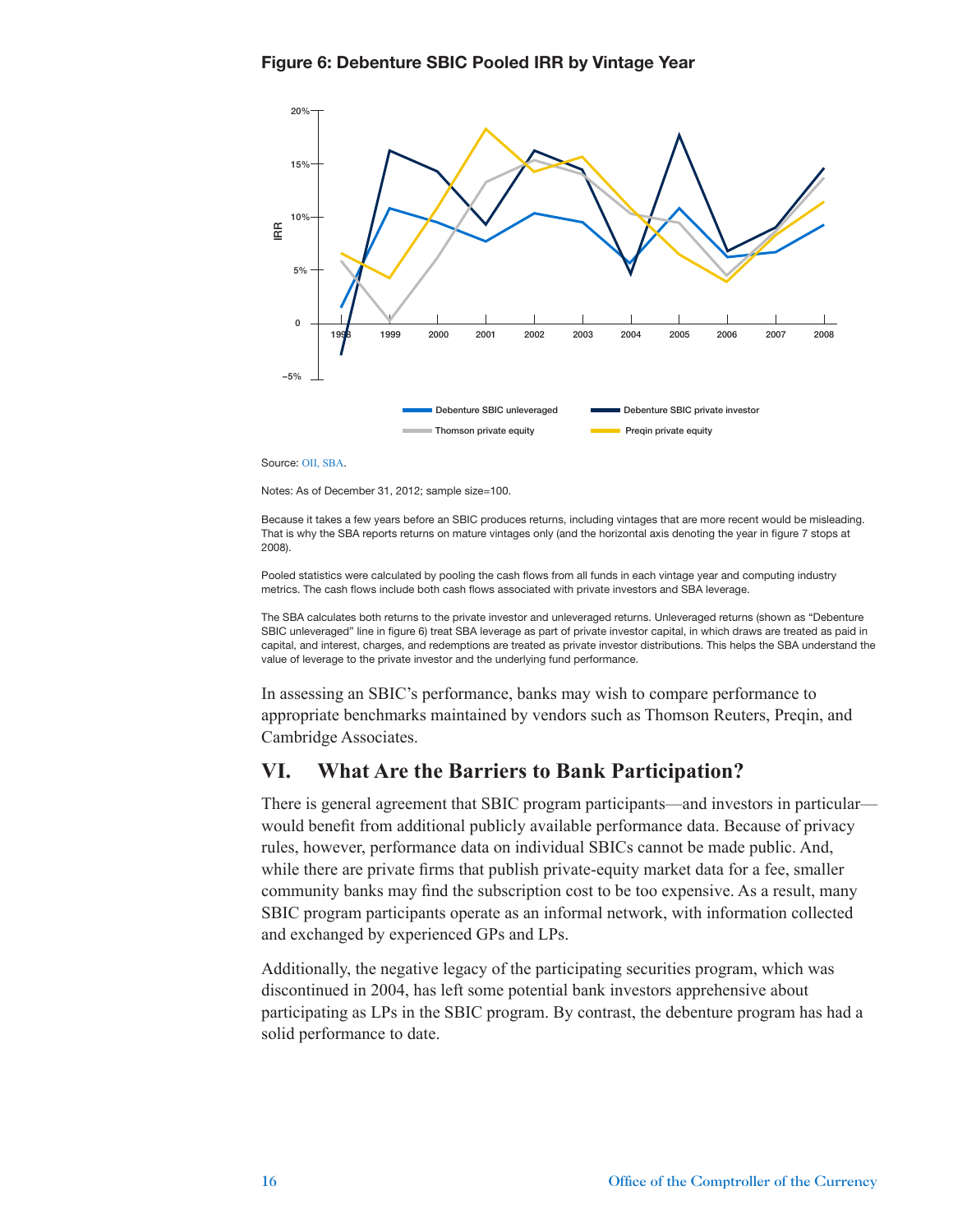**Figure 6: Debenture SBIC Pooled IRR by Vintage Year**

Source: OII, SBA.

Notes: As of December 31, 2012; sample size=100.

Because it takes a few years before an SBIC produces returns, including vintages that are more recent would be misleading. That is why the SBA reports returns on mature vintages only (and the horizontal axis denoting the year in figure 7 stops at 2008).

Pooled statistics were calculated by pooling the cash flows from all funds in each vintage year and computing industry metrics. The cash flows include both cash flows associated with private investors and SBA leverage.

The SBA calculates both returns to the private investor and unleveraged returns. Unleveraged returns (shown as "Debenture SBIC unleveraged" line in figure 6) treat SBA leverage as part of private investor capital, in which draws are treated as paid in capital, and interest, charges, and redemptions are treated as private investor distributions. This helps the SBA understand the value of leverage to the private investor and the underlying fund performance.

In assessing an SBIC's performance, banks may wish to compare performance to appropriate benchmarks maintained by vendors such as Thomson Reuters, Preqin, and Cambridge Associates.

## VI. What Are the Barriers to Bank Participation?

There is general agreement that SBIC program participants—and investors in particular—would benefit from additional publicly available performance data. Because of privacy rules, however, performance data on individual SBICs cannot be made public. And, while there are private firms that publish private-equity market data for a fee, smaller community banks may find the subscription cost to be too expensive. As a result, many SBIC program participants operate as an informal network, with information collected and exchanged by experienced GPs and LPs.

Additionally, the negative legacy of the participating securities program, which was discontinued in 2004, has left some potential bank investors apprehensive about participating as LPs in the SBIC program. By contrast, the debenture program has had a solid performance to date.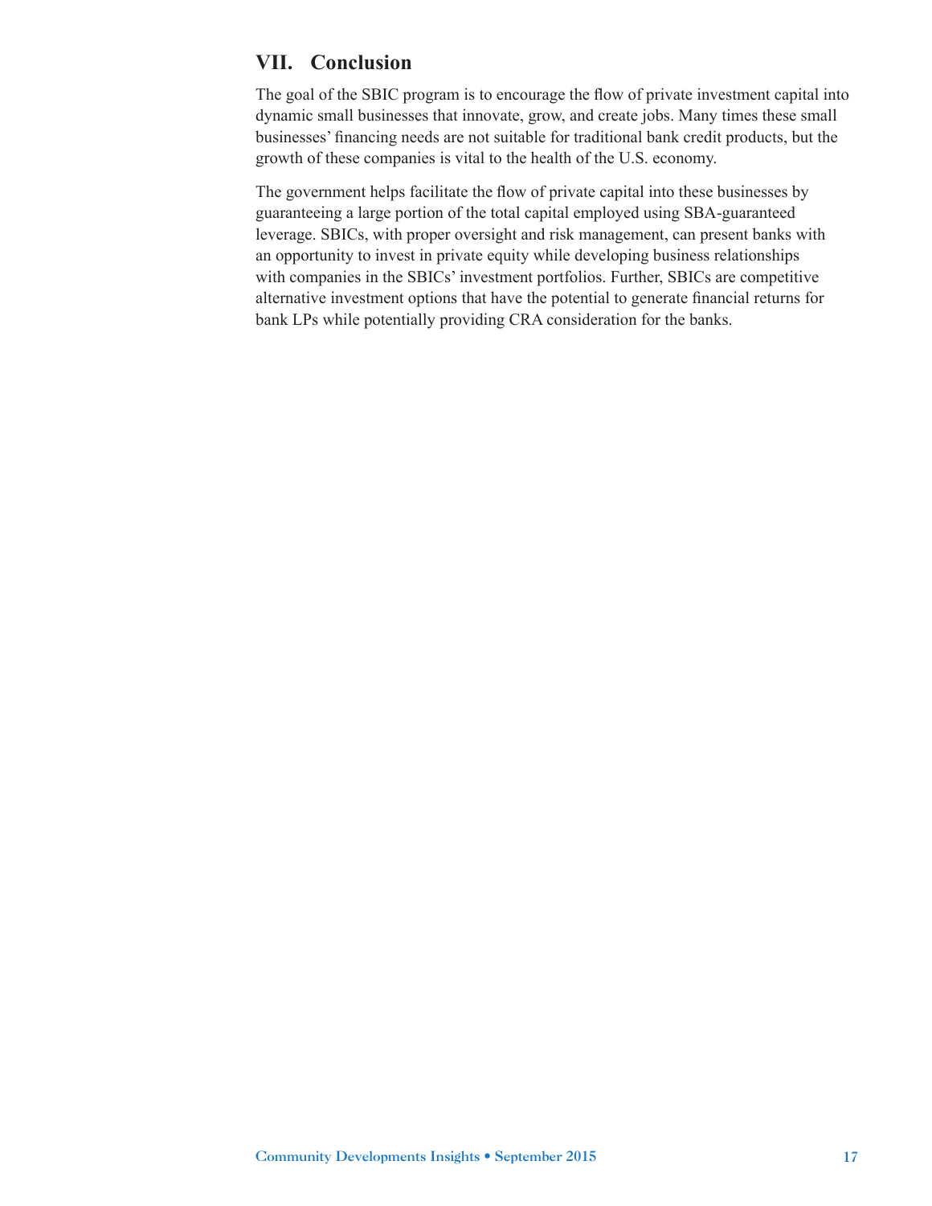## VII. Conclusion

The goal of the SBIC program is to encourage the flow of private investment capital into dynamic small businesses that innovate, grow, and create jobs. Many times these small businesses' financing needs are not suitable for traditional bank credit products, but the growth of these companies is vital to the health of the U.S. economy.

The government helps facilitate the flow of private capital into these businesses by guaranteeing a large portion of the total capital employed using SBA-guaranteed leverage. SBICs, with proper oversight and risk management, can present banks with an opportunity to invest in private equity while developing business relationships with companies in the SBICs' investment portfolios. Further, SBICs are competitive alternative investment options that have the potential to generate financial returns for bank LPs while potentially providing CRA consideration for the banks.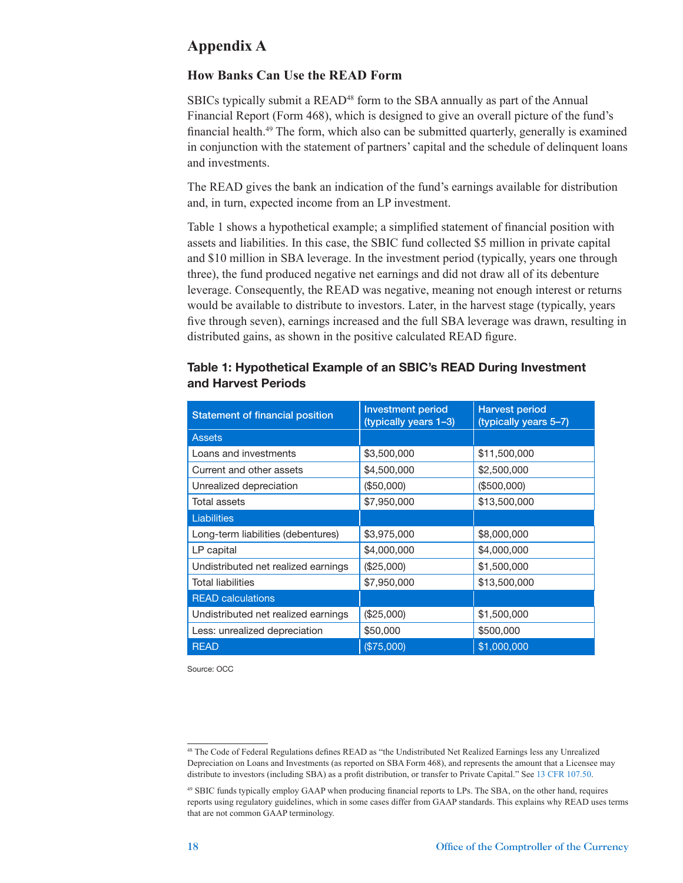## Appendix A

### How Banks Can Use the READ Form

SBICs typically submit a READ[48] form to the SBA annually as part of the Annual Financial Report (Form 468), which is designed to give an overall picture of the fund's financial health.[49] The form, which also can be submitted quarterly, generally is examined in conjunction with the statement of partners' capital and the schedule of delinquent loans and investments.

The READ gives the bank an indication of the fund's earnings available for distribution and, in turn, expected income from an LP investment.

Table 1 shows a hypothetical example; a simplified statement of financial position with assets and liabilities. In this case, the SBIC fund collected $5 million in private capital and $10 million in SBA leverage. In the investment period (typically, years one through three), the fund produced negative net earnings and did not draw all of its debenture leverage. Consequently, the READ was negative, meaning not enough interest or returns would be available to distribute to investors. Later, in the harvest stage (typically, years five through seven), earnings increased and the full SBA leverage was drawn, resulting in distributed gains, as shown in the positive calculated READ figure.

**Table 1: Hypothetical Example of an SBIC's READ During Investment and Harvest Periods**

| Statement of financial position | Investment period (typically years 1–3) | Harvest period (typically years 5–7) |
|---|---|---|
| Assets | | |
| Loans and investments | $3,500,000 | $11,500,000 |
| Current and other assets | $4,500,000 | $2,500,000 |
| Unrealized depreciation | ($50,000) | ($500,000) |
| Total assets | $7,950,000 | $13,500,000 |
| Liabilities | | |
| Long-term liabilities (debentures) | $3,975,000 | $8,000,000 |
| LP capital | $4,000,000 | $4,000,000 |
| Undistributed net realized earnings | ($25,000) | $1,500,000 |
| Total liabilities | $7,950,000 | $13,500,000 |
| READ calculations | | |
| Undistributed net realized earnings | ($25,000) | $1,500,000 |
| Less: unrealized depreciation | $50,000 | $500,000 |
| READ | ($75,000) | $1,000,000 |

Source: OCC

---

[48] The Code of Federal Regulations defines READ as "the Undistributed Net Realized Earnings less any Unrealized Depreciation on Loans and Investments (as reported on SBA Form 468), and represents the amount that a Licensee may distribute to investors (including SBA) as a profit distribution, or transfer to Private Capital." See 13 CFR 107.50.

[49] SBIC funds typically employ GAAP when producing financial reports to LPs. The SBA, on the other hand, requires reports using regulatory guidelines, which in some cases differ from GAAP standards. This explains why READ uses terms that are not common GAAP terminology.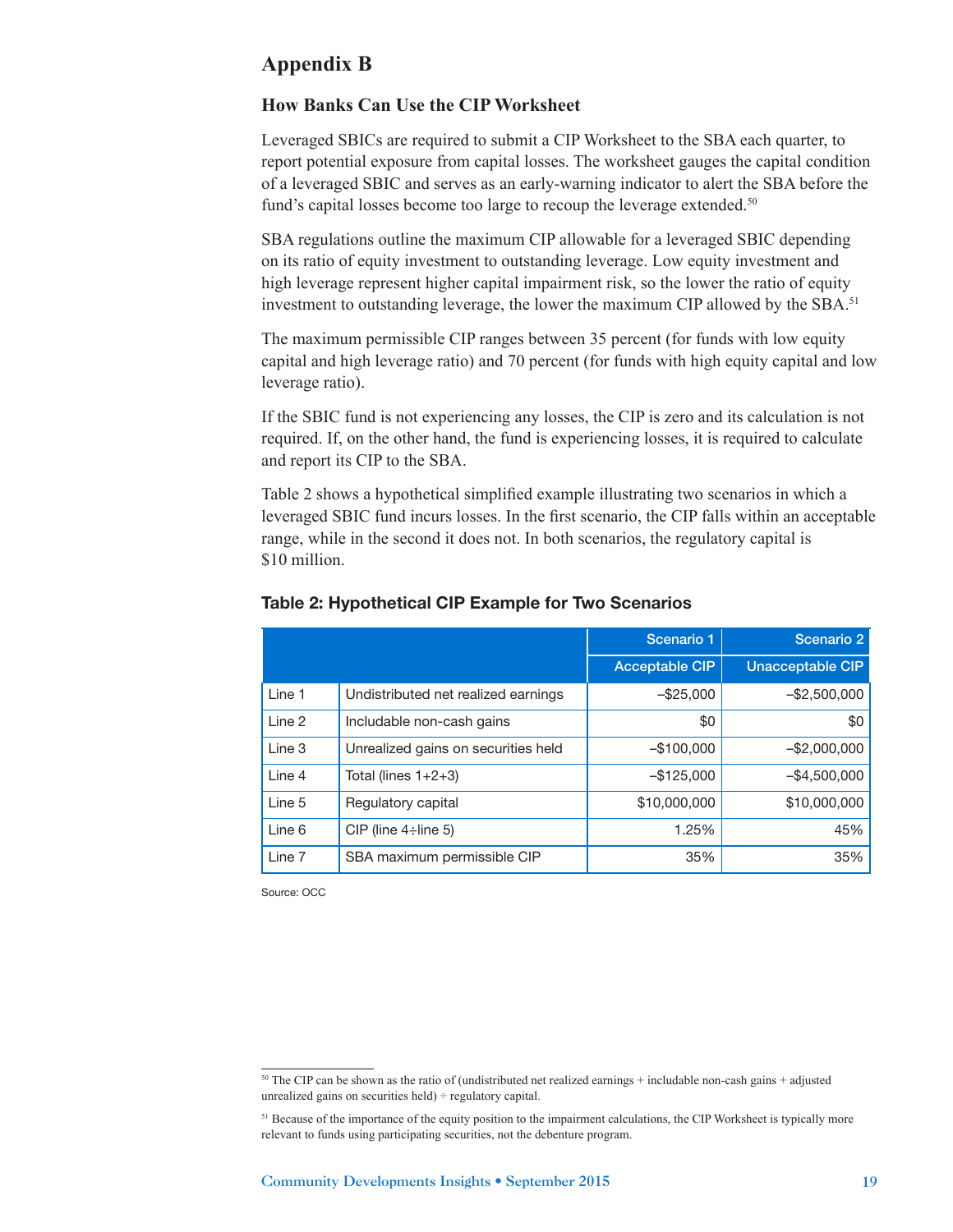# Appendix B

## How Banks Can Use the CIP Worksheet

Leveraged SBICs are required to submit a CIP Worksheet to the SBA each quarter, to report potential exposure from capital losses. The worksheet gauges the capital condition of a leveraged SBIC and serves as an early-warning indicator to alert the SBA before the fund's capital losses become too large to recoup the leverage extended.[50]

SBA regulations outline the maximum CIP allowable for a leveraged SBIC depending on its ratio of equity investment to outstanding leverage. Low equity investment and high leverage represent higher capital impairment risk, so the lower the ratio of equity investment to outstanding leverage, the lower the maximum CIP allowed by the SBA.[51]

The maximum permissible CIP ranges between 35 percent (for funds with low equity capital and high leverage ratio) and 70 percent (for funds with high equity capital and low leverage ratio).

If the SBIC fund is not experiencing any losses, the CIP is zero and its calculation is not required. If, on the other hand, the fund is experiencing losses, it is required to calculate and report its CIP to the SBA.

Table 2 shows a hypothetical simplified example illustrating two scenarios in which a leveraged SBIC fund incurs losses. In the first scenario, the CIP falls within an acceptable range, while in the second it does not. In both scenarios, the regulatory capital is $10 million.

**Table 2: Hypothetical CIP Example for Two Scenarios**

| | | Scenario 1 | Scenario 2 |
|---|---|---|---|
| | | Acceptable CIP | Unacceptable CIP |
| Line 1 | Undistributed net realized earnings | –$25,000 | –$2,500,000 |
| Line 2 | Includable non-cash gains | $0 | $0 |
| Line 3 | Unrealized gains on securities held | –$100,000 | –$2,000,000 |
| Line 4 | Total (lines 1+2+3) | –$125,000 | –$4,500,000 |
| Line 5 | Regulatory capital | $10,000,000 | $10,000,000 |
| Line 6 | CIP (line 4÷line 5) | 1.25% | 45% |
| Line 7 | SBA maximum permissible CIP | 35% | 35% |

Source: OCC

[50] The CIP can be shown as the ratio of (undistributed net realized earnings + includable non-cash gains + adjusted unrealized gains on securities held) ÷ regulatory capital.

[51] Because of the importance of the equity position to the impairment calculations, the CIP Worksheet is typically more relevant to funds using participating securities, not the debenture program.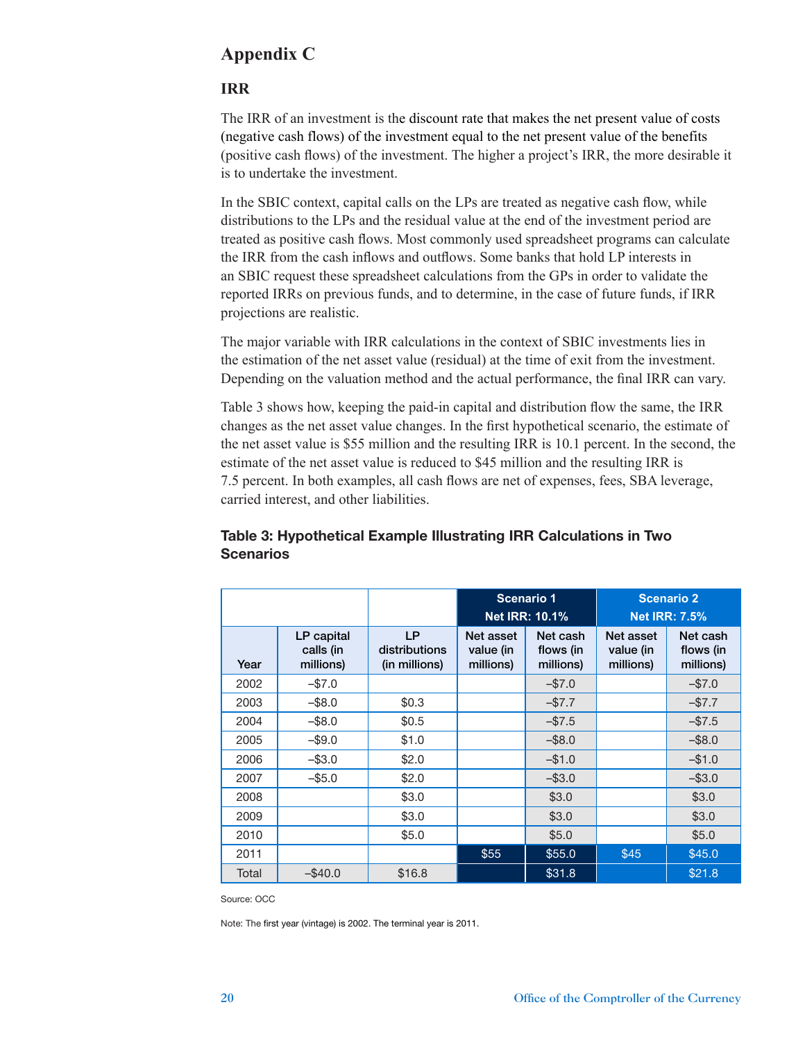# Appendix C

## IRR

The IRR of an investment is the discount rate that makes the net present value of costs (negative cash flows) of the investment equal to the net present value of the benefits (positive cash flows) of the investment. The higher a project's IRR, the more desirable it is to undertake the investment.

In the SBIC context, capital calls on the LPs are treated as negative cash flow, while distributions to the LPs and the residual value at the end of the investment period are treated as positive cash flows. Most commonly used spreadsheet programs can calculate the IRR from the cash inflows and outflows. Some banks that hold LP interests in an SBIC request these spreadsheet calculations from the GPs in order to validate the reported IRRs on previous funds, and to determine, in the case of future funds, if IRR projections are realistic.

The major variable with IRR calculations in the context of SBIC investments lies in the estimation of the net asset value (residual) at the time of exit from the investment. Depending on the valuation method and the actual performance, the final IRR can vary.

Table 3 shows how, keeping the paid-in capital and distribution flow the same, the IRR changes as the net asset value changes. In the first hypothetical scenario, the estimate of the net asset value is $55 million and the resulting IRR is 10.1 percent. In the second, the estimate of the net asset value is reduced to $45 million and the resulting IRR is 7.5 percent. In both examples, all cash flows are net of expenses, fees, SBA leverage, carried interest, and other liabilities.

**Table 3: Hypothetical Example Illustrating IRR Calculations in Two Scenarios**

| | | | Scenario 1 Net IRR: 10.1% | | Scenario 2 Net IRR: 7.5% | |
|---|---|---|---|---|---|---|
| Year | LP capital calls (in millions) | LP distributions (in millions) | Net asset value (in millions) | Net cash flows (in millions) | Net asset value (in millions) | Net cash flows (in millions) |
| 2002 | –$7.0 | | | –$7.0 | | –$7.0 |
| 2003 | –$8.0 | $0.3 | | –$7.7 | | –$7.7 |
| 2004 | –$8.0 | $0.5 | | –$7.5 | | –$7.5 |
| 2005 | –$9.0 | $1.0 | | –$8.0 | | –$8.0 |
| 2006 | –$3.0 | $2.0 | | –$1.0 | | –$1.0 |
| 2007 | –$5.0 | $2.0 | | –$3.0 | | –$3.0 |
| 2008 | | $3.0 | | $3.0 | | $3.0 |
| 2009 | | $3.0 | | $3.0 | | $3.0 |
| 2010 | | $5.0 | | $5.0 | | $5.0 |
| 2011 | | | $55 | $55.0 | $45 | $45.0 |
| Total | –$40.0 | $16.8 | | $31.8 | | $21.8 |

Source: OCC

Note: The first year (vintage) is 2002. The terminal year is 2011.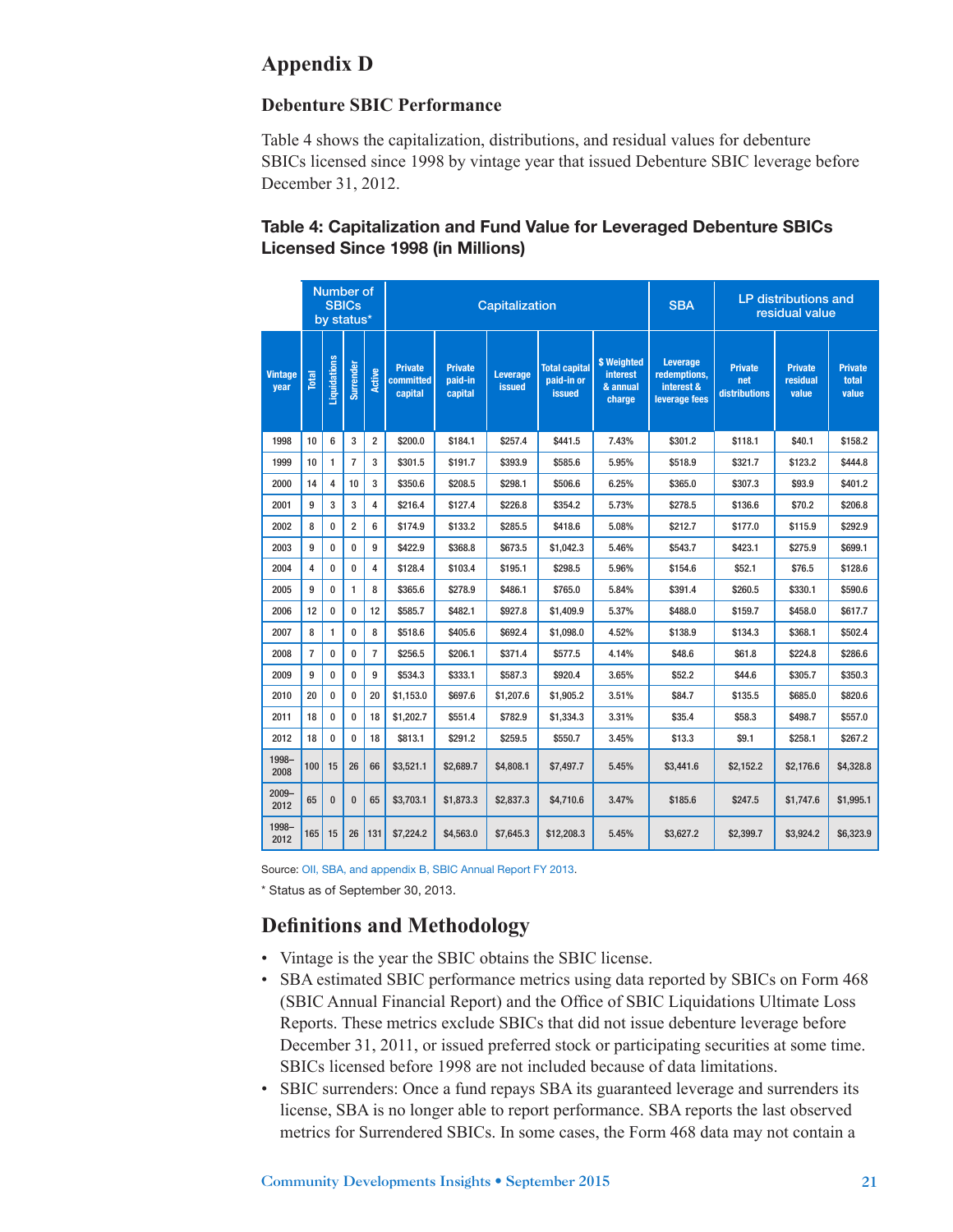# Appendix D

## Debenture SBIC Performance

Table 4 shows the capitalization, distributions, and residual values for debenture SBICs licensed since 1998 by vintage year that issued Debenture SBIC leverage before December 31, 2012.

### Table 4: Capitalization and Fund Value for Leveraged Debenture SBICs Licensed Since 1998 (in Millions)

| | Number of SBICs by status* | | | | Capitalization | | | | | SBA | LP distributions and residual value | | |
|---|---|---|---|---|---|---|---|---|---|---|---|---|---|
| Vintage year | Total | Liquidations | Surrender | Active | Private committed capital | Private paid-in capital | Leverage issued | Total capital paid-in or issued | $ Weighted interest & annual charge | Leverage redemptions, interest & leverage fees | Private net distributions | Private residual value | Private total value |
| 1998 | 10 | 6 | 3 | 2 | $200.0 | $184.1 | $257.4 | $441.5 | 7.43% | $301.2 | $118.1 | $40.1 | $158.2 |
| 1999 | 10 | 1 | 7 | 3 | $301.5 | $191.7 | $393.9 | $585.6 | 5.95% | $518.9 | $321.7 | $123.2 | $444.8 |
| 2000 | 14 | 4 | 10 | 3 | $350.6 | $208.5 | $298.1 | $506.6 | 6.25% | $365.0 | $307.3 | $93.9 | $401.2 |
| 2001 | 9 | 3 | 3 | 4 | $216.4 | $127.4 | $226.8 | $354.2 | 5.73% | $278.5 | $136.6 | $70.2 | $206.8 |
| 2002 | 8 | 0 | 2 | 6 | $174.9 | $133.2 | $285.5 | $418.6 | 5.08% | $212.7 | $177.0 | $115.9 | $292.9 |
| 2003 | 9 | 0 | 0 | 9 | $422.9 | $368.8 | $673.5 | $1,042.3 | 5.46% | $543.7 | $423.1 | $275.9 | $699.1 |
| 2004 | 4 | 0 | 0 | 4 | $128.4 | $103.4 | $195.1 | $298.5 | 5.96% | $154.6 | $52.1 | $76.5 | $128.6 |
| 2005 | 9 | 0 | 1 | 8 | $365.6 | $278.9 | $486.1 | $765.0 | 5.84% | $391.4 | $260.5 | $330.1 | $590.6 |
| 2006 | 12 | 0 | 0 | 12 | $585.7 | $482.1 | $927.8 | $1,409.9 | 5.37% | $488.0 | $159.7 | $458.0 | $617.7 |
| 2007 | 8 | 1 | 0 | 8 | $518.6 | $405.6 | $692.4 | $1,098.0 | 4.52% | $138.9 | $134.3 | $368.1 | $502.4 |
| 2008 | 7 | 0 | 0 | 7 | $256.5 | $206.1 | $371.4 | $577.5 | 4.14% | $48.6 | $61.8 | $224.8 | $286.6 |
| 2009 | 9 | 0 | 0 | 9 | $534.3 | $333.1 | $587.3 | $920.4 | 3.65% | $52.2 | $44.6 | $305.7 | $350.3 |
| 2010 | 20 | 0 | 0 | 20 | $1,153.0 | $697.6 | $1,207.6 | $1,905.2 | 3.51% | $84.7 | $135.5 | $685.0 | $820.6 |
| 2011 | 18 | 0 | 0 | 18 | $1,202.7 | $551.4 | $782.9 | $1,334.3 | 3.31% | $35.4 | $58.3 | $498.7 | $557.0 |
| 2012 | 18 | 0 | 0 | 18 | $813.1 | $291.2 | $259.5 | $550.7 | 3.45% | $13.3 | $9.1 | $258.1 | $267.2 |
| 1998–2008 | 100 | 15 | 26 | 66 | $3,521.1 | $2,689.7 | $4,808.1 | $7,497.7 | 5.45% | $3,441.6 | $2,152.2 | $2,176.6 | $4,328.8 |
| 2009–2012 | 65 | 0 | 0 | 65 | $3,703.1 | $1,873.3 | $2,837.3 | $4,710.6 | 3.47% | $185.6 | $247.5 | $1,747.6 | $1,995.1 |
| 1998–2012 | 165 | 15 | 26 | 131 | $7,224.2 | $4,563.0 | $7,645.3 | $12,208.3 | 5.45% | $3,627.2 | $2,399.7 | $3,924.2 | $6,323.9 |

Source: OII, SBA, and appendix B, SBIC Annual Report FY 2013.

\* Status as of September 30, 2013.

## Definitions and Methodology

- Vintage is the year the SBIC obtains the SBIC license.
- SBA estimated SBIC performance metrics using data reported by SBICs on Form 468 (SBIC Annual Financial Report) and the Office of SBIC Liquidations Ultimate Loss Reports. These metrics exclude SBICs that did not issue debenture leverage before December 31, 2011, or issued preferred stock or participating securities at some time. SBICs licensed before 1998 are not included because of data limitations.
- SBIC surrenders: Once a fund repays SBA its guaranteed leverage and surrenders its license, SBA is no longer able to report performance. SBA reports the last observed metrics for Surrendered SBICs. In some cases, the Form 468 data may not contain a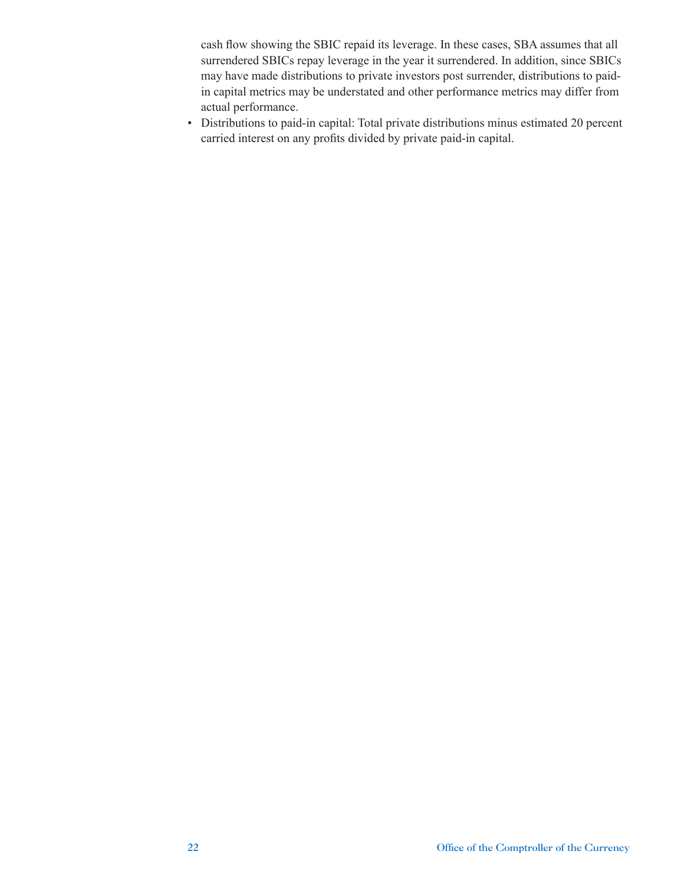cash flow showing the SBIC repaid its leverage. In these cases, SBA assumes that all surrendered SBICs repay leverage in the year it surrendered. In addition, since SBICs may have made distributions to private investors post surrender, distributions to paid-in capital metrics may be understated and other performance metrics may differ from actual performance.

- Distributions to paid-in capital: Total private distributions minus estimated 20 percent carried interest on any profits divided by private paid-in capital.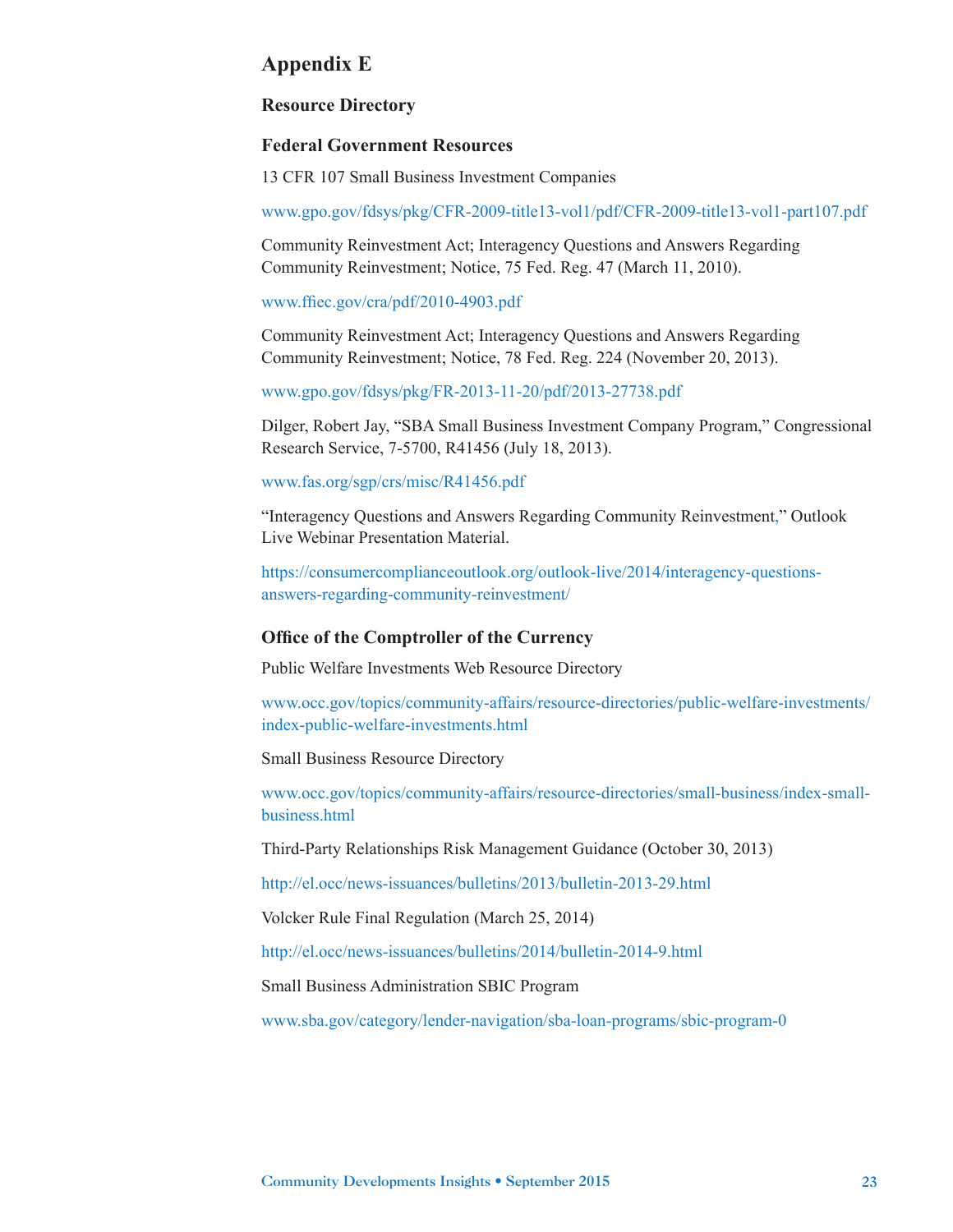# Appendix E

## Resource Directory

### Federal Government Resources

13 CFR 107 Small Business Investment Companies

www.gpo.gov/fdsys/pkg/CFR-2009-title13-vol1/pdf/CFR-2009-title13-vol1-part107.pdf

Community Reinvestment Act; Interagency Questions and Answers Regarding Community Reinvestment; Notice, 75 Fed. Reg. 47 (March 11, 2010).

www.ffiec.gov/cra/pdf/2010-4903.pdf

Community Reinvestment Act; Interagency Questions and Answers Regarding Community Reinvestment; Notice, 78 Fed. Reg. 224 (November 20, 2013).

www.gpo.gov/fdsys/pkg/FR-2013-11-20/pdf/2013-27738.pdf

Dilger, Robert Jay, "SBA Small Business Investment Company Program," Congressional Research Service, 7-5700, R41456 (July 18, 2013).

www.fas.org/sgp/crs/misc/R41456.pdf

"Interagency Questions and Answers Regarding Community Reinvestment," Outlook Live Webinar Presentation Material.

https://consumercomplianceoutlook.org/outlook-live/2014/interagency-questions-answers-regarding-community-reinvestment/

### Office of the Comptroller of the Currency

Public Welfare Investments Web Resource Directory

www.occ.gov/topics/community-affairs/resource-directories/public-welfare-investments/index-public-welfare-investments.html

Small Business Resource Directory

www.occ.gov/topics/community-affairs/resource-directories/small-business/index-small-business.html

Third-Party Relationships Risk Management Guidance (October 30, 2013)

http://el.occ/news-issuances/bulletins/2013/bulletin-2013-29.html

Volcker Rule Final Regulation (March 25, 2014)

http://el.occ/news-issuances/bulletins/2014/bulletin-2014-9.html

Small Business Administration SBIC Program

www.sba.gov/category/lender-navigation/sba-loan-programs/sbic-program-0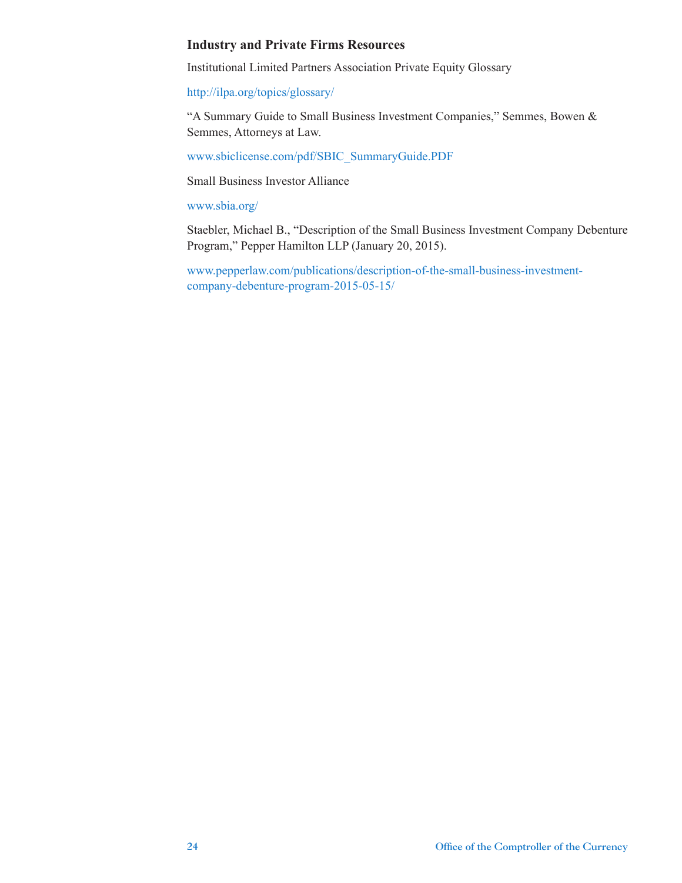### Industry and Private Firms Resources

Institutional Limited Partners Association Private Equity Glossary

http://ilpa.org/topics/glossary/

"A Summary Guide to Small Business Investment Companies," Semmes, Bowen & Semmes, Attorneys at Law.

www.sbiclicense.com/pdf/SBIC_SummaryGuide.PDF

Small Business Investor Alliance

www.sbia.org/

Staebler, Michael B., "Description of the Small Business Investment Company Debenture Program," Pepper Hamilton LLP (January 20, 2015).

www.pepperlaw.com/publications/description-of-the-small-business-investment-company-debenture-program-2015-05-15/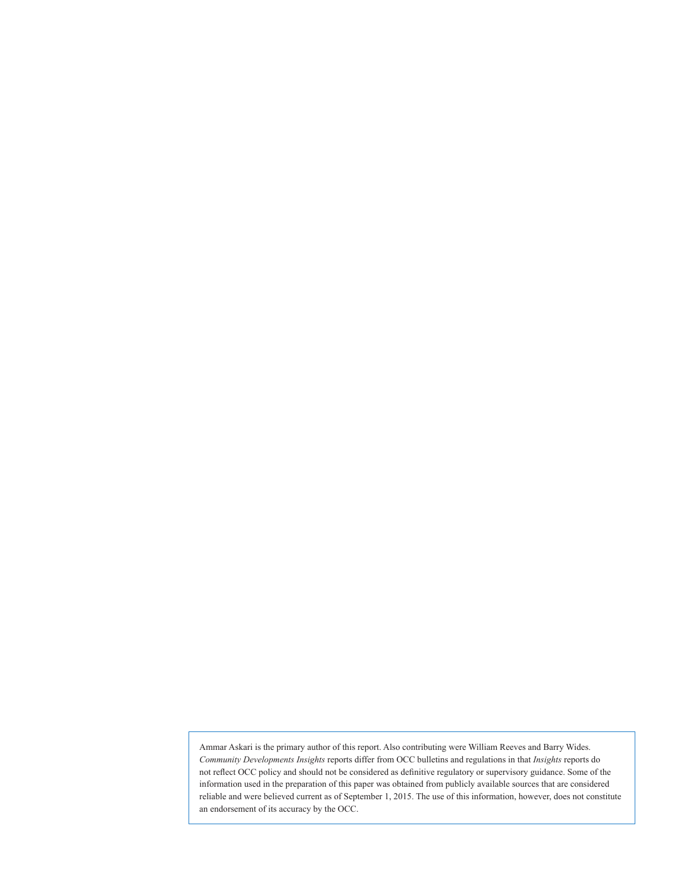Ammar Askari is the primary author of this report. Also contributing were William Reeves and Barry Wides. *Community Developments Insights* reports differ from OCC bulletins and regulations in that *Insights* reports do not reflect OCC policy and should not be considered as definitive regulatory or supervisory guidance. Some of the information used in the preparation of this paper was obtained from publicly available sources that are considered reliable and were believed current as of September 1, 2015. The use of this information, however, does not constitute an endorsement of its accuracy by the OCC.